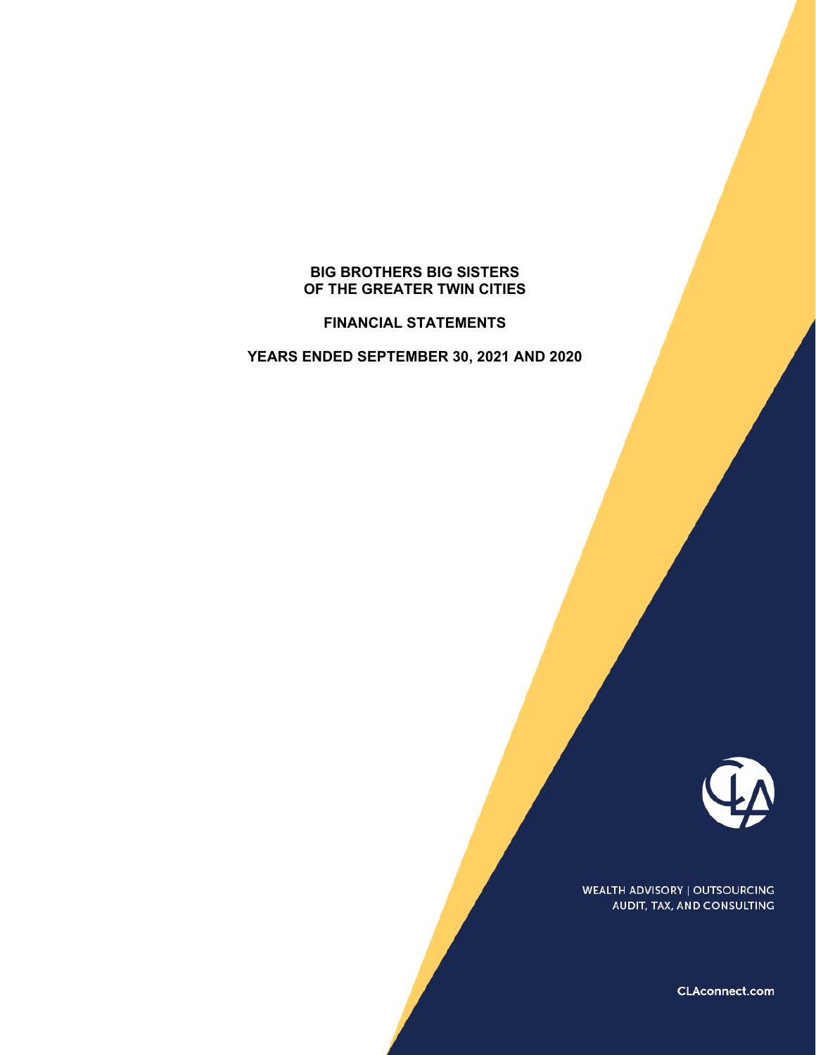# BIG BROTHERS BIG SISTERS OF THE GREATER TWIN CITIES

## FINANCIAL STATEMENTS

## YEARS ENDED SEPTEMBER 30, 2021 AND 2020

WEALTH ADVISORY | OUTSOURCING
AUDIT, TAX, AND CONSULTING

CLAconnect.com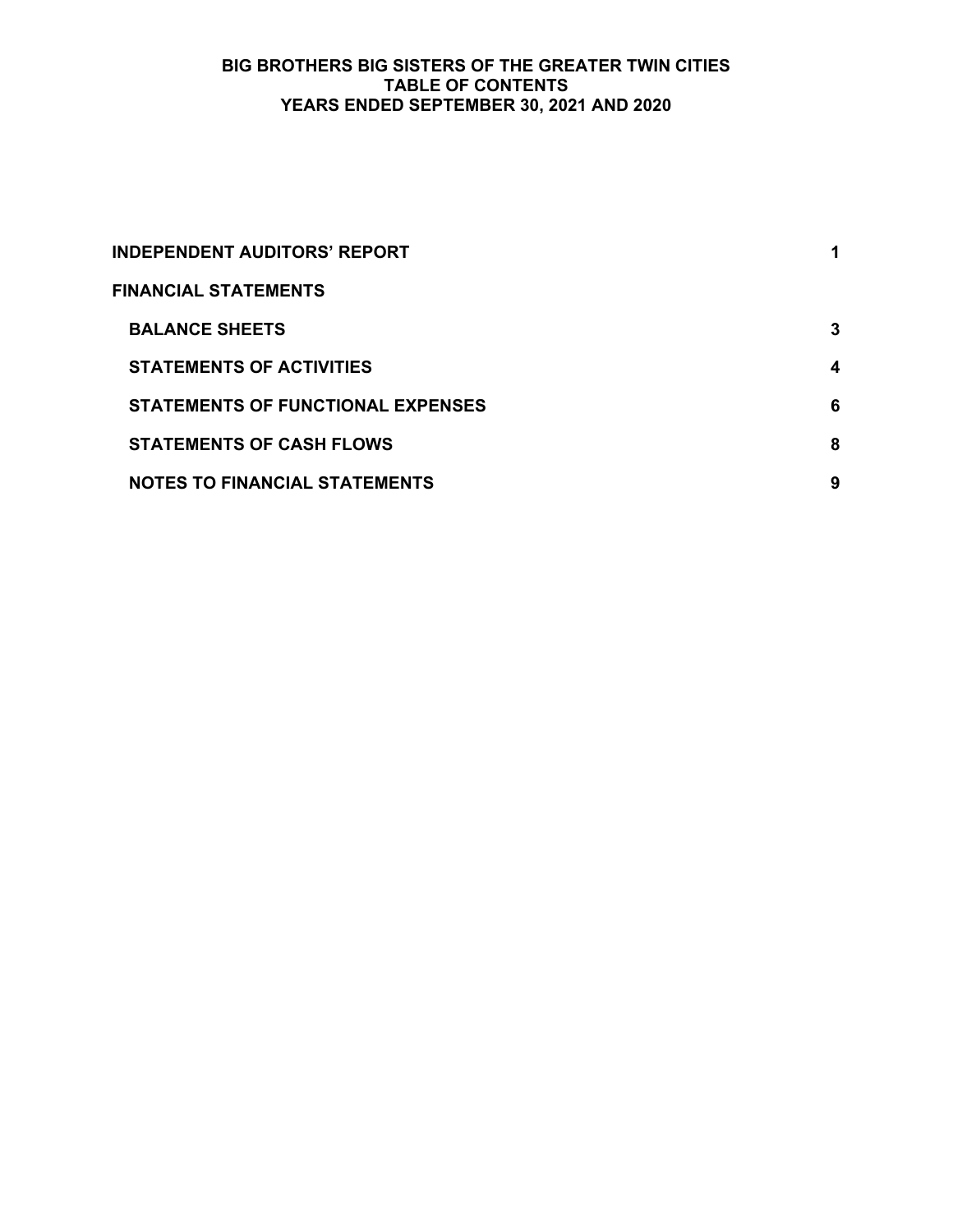# BIG BROTHERS BIG SISTERS OF THE GREATER TWIN CITIES
## TABLE OF CONTENTS
## YEARS ENDED SEPTEMBER 30, 2021 AND 2020

| | |
|---|---|
| **INDEPENDENT AUDITORS' REPORT** | **1** |
| **FINANCIAL STATEMENTS** | |
| **BALANCE SHEETS** | **3** |
| **STATEMENTS OF ACTIVITIES** | **4** |
| **STATEMENTS OF FUNCTIONAL EXPENSES** | **6** |
| **STATEMENTS OF CASH FLOWS** | **8** |
| **NOTES TO FINANCIAL STATEMENTS** | **9** |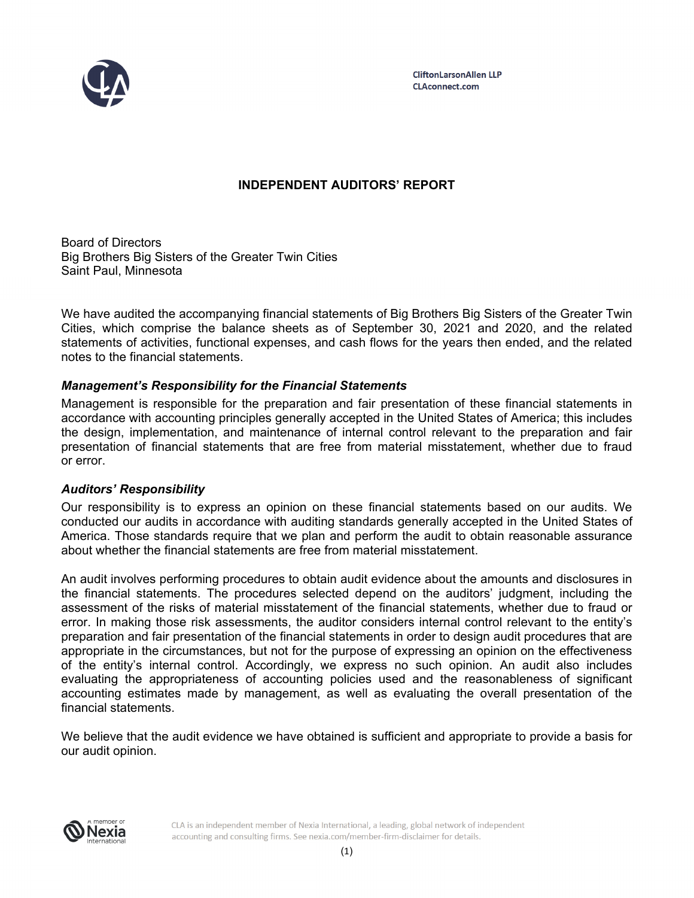CliftonLarsonAllen LLP
CLAconnect.com

# INDEPENDENT AUDITORS' REPORT

Board of Directors
Big Brothers Big Sisters of the Greater Twin Cities
Saint Paul, Minnesota

We have audited the accompanying financial statements of Big Brothers Big Sisters of the Greater Twin Cities, which comprise the balance sheets as of September 30, 2021 and 2020, and the related statements of activities, functional expenses, and cash flows for the years then ended, and the related notes to the financial statements.

### *Management's Responsibility for the Financial Statements*

Management is responsible for the preparation and fair presentation of these financial statements in accordance with accounting principles generally accepted in the United States of America; this includes the design, implementation, and maintenance of internal control relevant to the preparation and fair presentation of financial statements that are free from material misstatement, whether due to fraud or error.

### *Auditors' Responsibility*

Our responsibility is to express an opinion on these financial statements based on our audits. We conducted our audits in accordance with auditing standards generally accepted in the United States of America. Those standards require that we plan and perform the audit to obtain reasonable assurance about whether the financial statements are free from material misstatement.

An audit involves performing procedures to obtain audit evidence about the amounts and disclosures in the financial statements. The procedures selected depend on the auditors' judgment, including the assessment of the risks of material misstatement of the financial statements, whether due to fraud or error. In making those risk assessments, the auditor considers internal control relevant to the entity's preparation and fair presentation of the financial statements in order to design audit procedures that are appropriate in the circumstances, but not for the purpose of expressing an opinion on the effectiveness of the entity's internal control. Accordingly, we express no such opinion. An audit also includes evaluating the appropriateness of accounting policies used and the reasonableness of significant accounting estimates made by management, as well as evaluating the overall presentation of the financial statements.

We believe that the audit evidence we have obtained is sufficient and appropriate to provide a basis for our audit opinion.

CLA is an independent member of Nexia International, a leading, global network of independent accounting and consulting firms. See nexia.com/member-firm-disclaimer for details.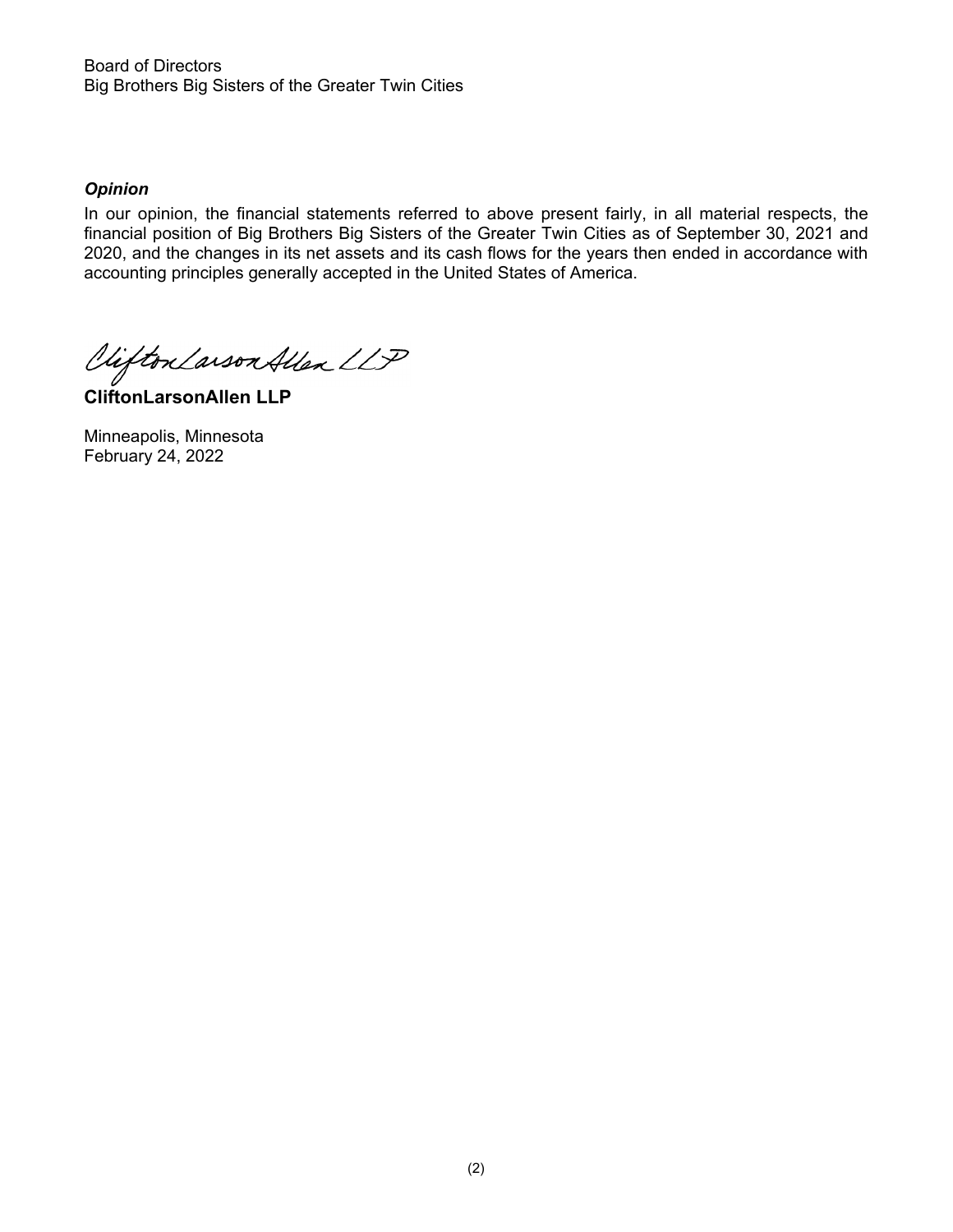Board of Directors
Big Brothers Big Sisters of the Greater Twin Cities

***Opinion***

In our opinion, the financial statements referred to above present fairly, in all material respects, the financial position of Big Brothers Big Sisters of the Greater Twin Cities as of September 30, 2021 and 2020, and the changes in its net assets and its cash flows for the years then ended in accordance with accounting principles generally accepted in the United States of America.

CliftonLarsonAllen LLP

**CliftonLarsonAllen LLP**

Minneapolis, Minnesota
February 24, 2022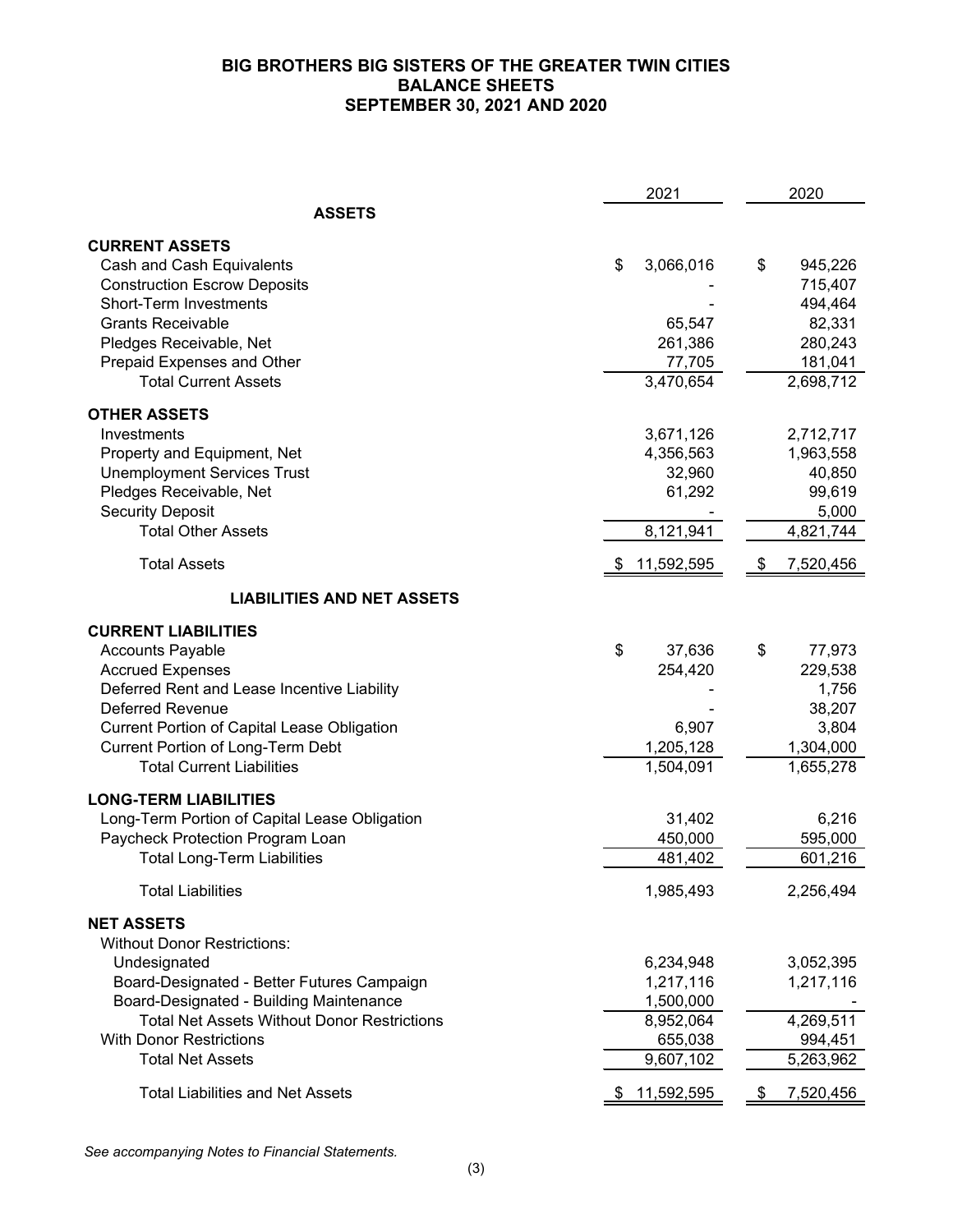# BIG BROTHERS BIG SISTERS OF THE GREATER TWIN CITIES
## BALANCE SHEETS
## SEPTEMBER 30, 2021 AND 2020

| | 2021 | 2020 |
|---|---|---|
| **ASSETS** | | |
| **CURRENT ASSETS** | | |
| Cash and Cash Equivalents | $ 3,066,016 | $ 945,226 |
| Construction Escrow Deposits | - | 715,407 |
| Short-Term Investments | - | 494,464 |
| Grants Receivable | 65,547 | 82,331 |
| Pledges Receivable, Net | 261,386 | 280,243 |
| Prepaid Expenses and Other | 77,705 | 181,041 |
| Total Current Assets | 3,470,654 | 2,698,712 |
| **OTHER ASSETS** | | |
| Investments | 3,671,126 | 2,712,717 |
| Property and Equipment, Net | 4,356,563 | 1,963,558 |
| Unemployment Services Trust | 32,960 | 40,850 |
| Pledges Receivable, Net | 61,292 | 99,619 |
| Security Deposit | - | 5,000 |
| Total Other Assets | 8,121,941 | 4,821,744 |
| Total Assets | $ 11,592,595 | $ 7,520,456 |
| **LIABILITIES AND NET ASSETS** | | |
| **CURRENT LIABILITIES** | | |
| Accounts Payable | $ 37,636 | $ 77,973 |
| Accrued Expenses | 254,420 | 229,538 |
| Deferred Rent and Lease Incentive Liability | - | 1,756 |
| Deferred Revenue | - | 38,207 |
| Current Portion of Capital Lease Obligation | 6,907 | 3,804 |
| Current Portion of Long-Term Debt | 1,205,128 | 1,304,000 |
| Total Current Liabilities | 1,504,091 | 1,655,278 |
| **LONG-TERM LIABILITIES** | | |
| Long-Term Portion of Capital Lease Obligation | 31,402 | 6,216 |
| Paycheck Protection Program Loan | 450,000 | 595,000 |
| Total Long-Term Liabilities | 481,402 | 601,216 |
| Total Liabilities | 1,985,493 | 2,256,494 |
| **NET ASSETS** | | |
| Without Donor Restrictions: | | |
| Undesignated | 6,234,948 | 3,052,395 |
| Board-Designated - Better Futures Campaign | 1,217,116 | 1,217,116 |
| Board-Designated - Building Maintenance | 1,500,000 | - |
| Total Net Assets Without Donor Restrictions | 8,952,064 | 4,269,511 |
| With Donor Restrictions | 655,038 | 994,451 |
| Total Net Assets | 9,607,102 | 5,263,962 |
| Total Liabilities and Net Assets | $ 11,592,595 | $ 7,520,456 |

*See accompanying Notes to Financial Statements.*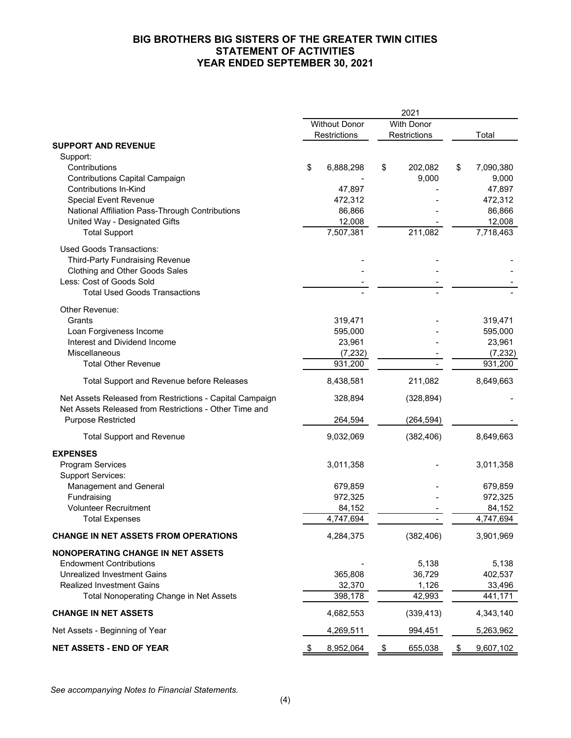# BIG BROTHERS BIG SISTERS OF THE GREATER TWIN CITIES
## STATEMENT OF ACTIVITIES
## YEAR ENDED SEPTEMBER 30, 2021

| | 2021 | | |
|---|---|---|---|
| | Without Donor Restrictions | With Donor Restrictions | Total |
| **SUPPORT AND REVENUE** | | | |
| Support: | | | |
| Contributions | $ 6,888,298 | $ 202,082 | $ 7,090,380 |
| Contributions Capital Campaign | - | 9,000 | 9,000 |
| Contributions In-Kind | 47,897 | - | 47,897 |
| Special Event Revenue | 472,312 | - | 472,312 |
| National Affiliation Pass-Through Contributions | 86,866 | - | 86,866 |
| United Way - Designated Gifts | 12,008 | - | 12,008 |
| Total Support | 7,507,381 | 211,082 | 7,718,463 |
| Used Goods Transactions: | | | |
| Third-Party Fundraising Revenue | - | - | - |
| Clothing and Other Goods Sales | - | - | - |
| Less: Cost of Goods Sold | - | - | - |
| Total Used Goods Transactions | - | - | - |
| Other Revenue: | | | |
| Grants | 319,471 | - | 319,471 |
| Loan Forgiveness Income | 595,000 | - | 595,000 |
| Interest and Dividend Income | 23,961 | - | 23,961 |
| Miscellaneous | (7,232) | - | (7,232) |
| Total Other Revenue | 931,200 | - | 931,200 |
| Total Support and Revenue before Releases | 8,438,581 | 211,082 | 8,649,663 |
| Net Assets Released from Restrictions - Capital Campaign | 328,894 | (328,894) | - |
| Net Assets Released from Restrictions - Other Time and Purpose Restricted | 264,594 | (264,594) | - |
| Total Support and Revenue | 9,032,069 | (382,406) | 8,649,663 |
| **EXPENSES** | | | |
| Program Services | 3,011,358 | - | 3,011,358 |
| Support Services: | | | |
| Management and General | 679,859 | - | 679,859 |
| Fundraising | 972,325 | - | 972,325 |
| Volunteer Recruitment | 84,152 | - | 84,152 |
| Total Expenses | 4,747,694 | - | 4,747,694 |
| **CHANGE IN NET ASSETS FROM OPERATIONS** | 4,284,375 | (382,406) | 3,901,969 |
| **NONOPERATING CHANGE IN NET ASSETS** | | | |
| Endowment Contributions | - | 5,138 | 5,138 |
| Unrealized Investment Gains | 365,808 | 36,729 | 402,537 |
| Realized Investment Gains | 32,370 | 1,126 | 33,496 |
| Total Nonoperating Change in Net Assets | 398,178 | 42,993 | 441,171 |
| **CHANGE IN NET ASSETS** | 4,682,553 | (339,413) | 4,343,140 |
| Net Assets - Beginning of Year | 4,269,511 | 994,451 | 5,263,962 |
| **NET ASSETS - END OF YEAR** | $ 8,952,064 | $ 655,038 | $ 9,607,102 |

*See accompanying Notes to Financial Statements.*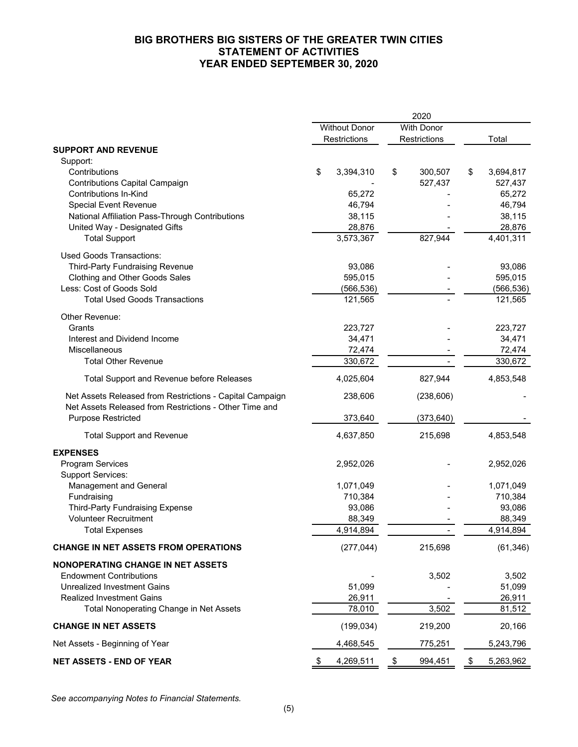# BIG BROTHERS BIG SISTERS OF THE GREATER TWIN CITIES
## STATEMENT OF ACTIVITIES
## YEAR ENDED SEPTEMBER 30, 2020

| | 2020 | | |
|---|---|---|---|
| | Without Donor Restrictions | With Donor Restrictions | Total |
| **SUPPORT AND REVENUE** | | | |
| Support: | | | |
| Contributions | $ 3,394,310 | $ 300,507 | $ 3,694,817 |
| Contributions Capital Campaign | - | 527,437 | 527,437 |
| Contributions In-Kind | 65,272 | - | 65,272 |
| Special Event Revenue | 46,794 | - | 46,794 |
| National Affiliation Pass-Through Contributions | 38,115 | - | 38,115 |
| United Way - Designated Gifts | 28,876 | - | 28,876 |
| Total Support | 3,573,367 | 827,944 | 4,401,311 |
| Used Goods Transactions: | | | |
| Third-Party Fundraising Revenue | 93,086 | - | 93,086 |
| Clothing and Other Goods Sales | 595,015 | - | 595,015 |
| Less: Cost of Goods Sold | (566,536) | - | (566,536) |
| Total Used Goods Transactions | 121,565 | - | 121,565 |
| Other Revenue: | | | |
| Grants | 223,727 | - | 223,727 |
| Interest and Dividend Income | 34,471 | - | 34,471 |
| Miscellaneous | 72,474 | - | 72,474 |
| Total Other Revenue | 330,672 | - | 330,672 |
| Total Support and Revenue before Releases | 4,025,604 | 827,944 | 4,853,548 |
| Net Assets Released from Restrictions - Capital Campaign | 238,606 | (238,606) | - |
| Net Assets Released from Restrictions - Other Time and Purpose Restricted | 373,640 | (373,640) | - |
| Total Support and Revenue | 4,637,850 | 215,698 | 4,853,548 |
| **EXPENSES** | | | |
| Program Services | 2,952,026 | - | 2,952,026 |
| Support Services: | | | |
| Management and General | 1,071,049 | - | 1,071,049 |
| Fundraising | 710,384 | - | 710,384 |
| Third-Party Fundraising Expense | 93,086 | - | 93,086 |
| Volunteer Recruitment | 88,349 | - | 88,349 |
| Total Expenses | 4,914,894 | - | 4,914,894 |
| **CHANGE IN NET ASSETS FROM OPERATIONS** | (277,044) | 215,698 | (61,346) |
| **NONOPERATING CHANGE IN NET ASSETS** | | | |
| Endowment Contributions | - | 3,502 | 3,502 |
| Unrealized Investment Gains | 51,099 | - | 51,099 |
| Realized Investment Gains | 26,911 | - | 26,911 |
| Total Nonoperating Change in Net Assets | 78,010 | 3,502 | 81,512 |
| **CHANGE IN NET ASSETS** | (199,034) | 219,200 | 20,166 |
| Net Assets - Beginning of Year | 4,468,545 | 775,251 | 5,243,796 |
| **NET ASSETS - END OF YEAR** | $ 4,269,511 | $ 994,451 | $ 5,263,962 |

*See accompanying Notes to Financial Statements.*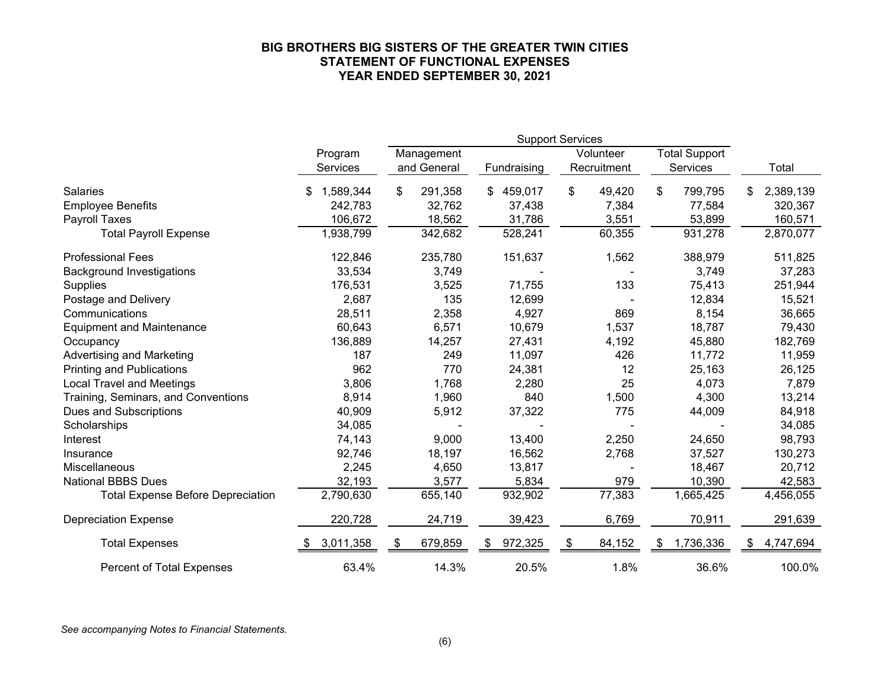# BIG BROTHERS BIG SISTERS OF THE GREATER TWIN CITIES
## STATEMENT OF FUNCTIONAL EXPENSES
## YEAR ENDED SEPTEMBER 30, 2021

| | Program Services | Support Services | | | | Total |
|---|---|---|---|---|---|---|
| | | Management and General | Fundraising | Volunteer Recruitment | Total Support Services | |
| Salaries | $ 1,589,344 | $ 291,358 | $ 459,017 | $ 49,420 | $ 799,795 | $ 2,389,139 |
| Employee Benefits | 242,783 | 32,762 | 37,438 | 7,384 | 77,584 | 320,367 |
| Payroll Taxes | 106,672 | 18,562 | 31,786 | 3,551 | 53,899 | 160,571 |
| Total Payroll Expense | 1,938,799 | 342,682 | 528,241 | 60,355 | 931,278 | 2,870,077 |
| Professional Fees | 122,846 | 235,780 | 151,637 | 1,562 | 388,979 | 511,825 |
| Background Investigations | 33,534 | 3,749 | - | - | 3,749 | 37,283 |
| Supplies | 176,531 | 3,525 | 71,755 | 133 | 75,413 | 251,944 |
| Postage and Delivery | 2,687 | 135 | 12,699 | - | 12,834 | 15,521 |
| Communications | 28,511 | 2,358 | 4,927 | 869 | 8,154 | 36,665 |
| Equipment and Maintenance | 60,643 | 6,571 | 10,679 | 1,537 | 18,787 | 79,430 |
| Occupancy | 136,889 | 14,257 | 27,431 | 4,192 | 45,880 | 182,769 |
| Advertising and Marketing | 187 | 249 | 11,097 | 426 | 11,772 | 11,959 |
| Printing and Publications | 962 | 770 | 24,381 | 12 | 25,163 | 26,125 |
| Local Travel and Meetings | 3,806 | 1,768 | 2,280 | 25 | 4,073 | 7,879 |
| Training, Seminars, and Conventions | 8,914 | 1,960 | 840 | 1,500 | 4,300 | 13,214 |
| Dues and Subscriptions | 40,909 | 5,912 | 37,322 | 775 | 44,009 | 84,918 |
| Scholarships | 34,085 | - | - | - | - | 34,085 |
| Interest | 74,143 | 9,000 | 13,400 | 2,250 | 24,650 | 98,793 |
| Insurance | 92,746 | 18,197 | 16,562 | 2,768 | 37,527 | 130,273 |
| Miscellaneous | 2,245 | 4,650 | 13,817 | - | 18,467 | 20,712 |
| National BBBS Dues | 32,193 | 3,577 | 5,834 | 979 | 10,390 | 42,583 |
| Total Expense Before Depreciation | 2,790,630 | 655,140 | 932,902 | 77,383 | 1,665,425 | 4,456,055 |
| Depreciation Expense | 220,728 | 24,719 | 39,423 | 6,769 | 70,911 | 291,639 |
| Total Expenses | $ 3,011,358 | $ 679,859 | $ 972,325 | $ 84,152 | $ 1,736,336 | $ 4,747,694 |
| Percent of Total Expenses | 63.4% | 14.3% | 20.5% | 1.8% | 36.6% | 100.0% |

*See accompanying Notes to Financial Statements.*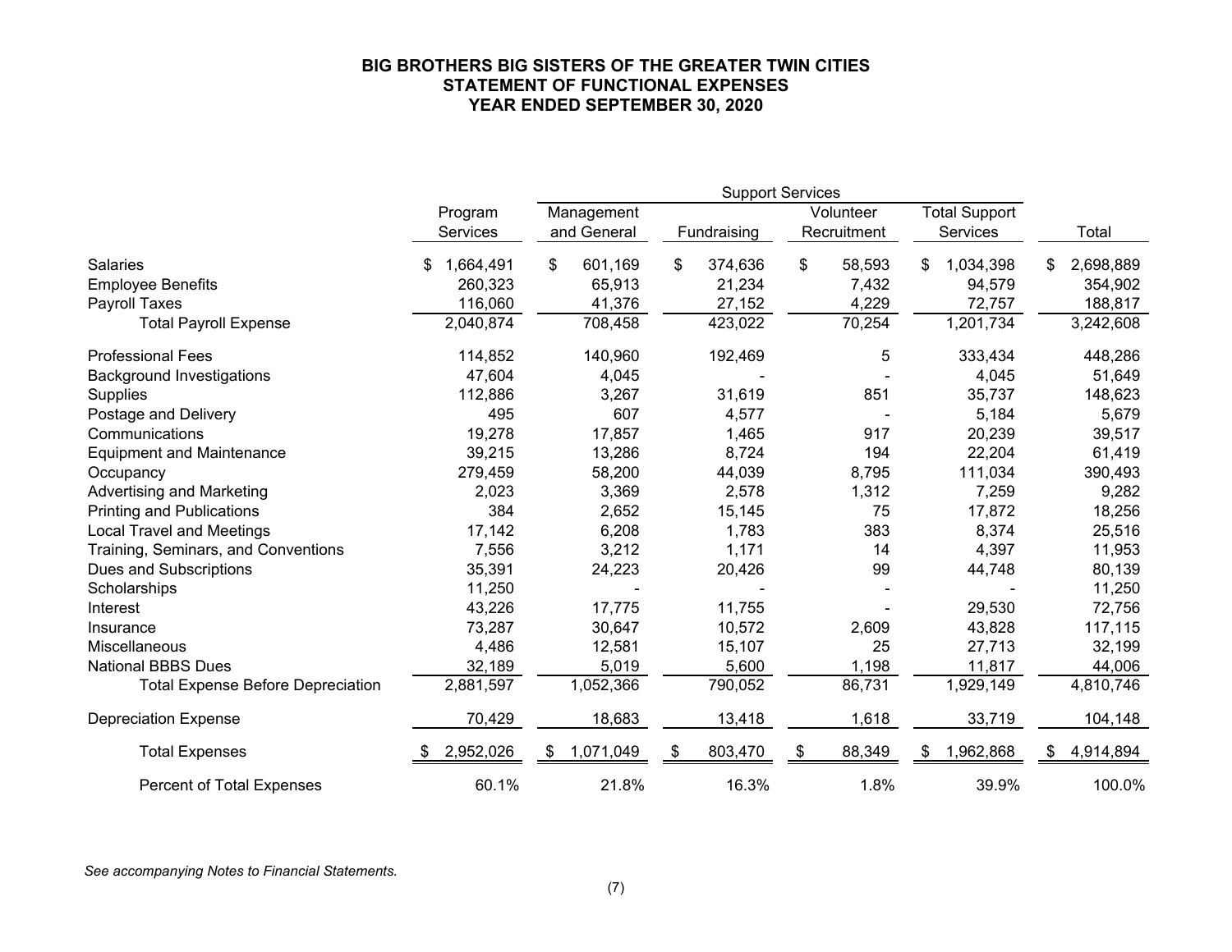# BIG BROTHERS BIG SISTERS OF THE GREATER TWIN CITIES
## STATEMENT OF FUNCTIONAL EXPENSES
### YEAR ENDED SEPTEMBER 30, 2020

| | Program Services | Support Services | | | | Total |
|---|---|---|---|---|---|---|
| | | Management and General | Fundraising | Volunteer Recruitment | Total Support Services | |
| Salaries | $ 1,664,491 | $ 601,169 | $ 374,636 | $ 58,593 | $ 1,034,398 | $ 2,698,889 |
| Employee Benefits | 260,323 | 65,913 | 21,234 | 7,432 | 94,579 | 354,902 |
| Payroll Taxes | 116,060 | 41,376 | 27,152 | 4,229 | 72,757 | 188,817 |
| Total Payroll Expense | 2,040,874 | 708,458 | 423,022 | 70,254 | 1,201,734 | 3,242,608 |
| Professional Fees | 114,852 | 140,960 | 192,469 | 5 | 333,434 | 448,286 |
| Background Investigations | 47,604 | 4,045 | - | - | 4,045 | 51,649 |
| Supplies | 112,886 | 3,267 | 31,619 | 851 | 35,737 | 148,623 |
| Postage and Delivery | 495 | 607 | 4,577 | - | 5,184 | 5,679 |
| Communications | 19,278 | 17,857 | 1,465 | 917 | 20,239 | 39,517 |
| Equipment and Maintenance | 39,215 | 13,286 | 8,724 | 194 | 22,204 | 61,419 |
| Occupancy | 279,459 | 58,200 | 44,039 | 8,795 | 111,034 | 390,493 |
| Advertising and Marketing | 2,023 | 3,369 | 2,578 | 1,312 | 7,259 | 9,282 |
| Printing and Publications | 384 | 2,652 | 15,145 | 75 | 17,872 | 18,256 |
| Local Travel and Meetings | 17,142 | 6,208 | 1,783 | 383 | 8,374 | 25,516 |
| Training, Seminars, and Conventions | 7,556 | 3,212 | 1,171 | 14 | 4,397 | 11,953 |
| Dues and Subscriptions | 35,391 | 24,223 | 20,426 | 99 | 44,748 | 80,139 |
| Scholarships | 11,250 | - | - | - | - | 11,250 |
| Interest | 43,226 | 17,775 | 11,755 | - | 29,530 | 72,756 |
| Insurance | 73,287 | 30,647 | 10,572 | 2,609 | 43,828 | 117,115 |
| Miscellaneous | 4,486 | 12,581 | 15,107 | 25 | 27,713 | 32,199 |
| National BBBS Dues | 32,189 | 5,019 | 5,600 | 1,198 | 11,817 | 44,006 |
| Total Expense Before Depreciation | 2,881,597 | 1,052,366 | 790,052 | 86,731 | 1,929,149 | 4,810,746 |
| Depreciation Expense | 70,429 | 18,683 | 13,418 | 1,618 | 33,719 | 104,148 |
| Total Expenses | $ 2,952,026 | $ 1,071,049 | $ 803,470 | $ 88,349 | $ 1,962,868 | $ 4,914,894 |
| Percent of Total Expenses | 60.1% | 21.8% | 16.3% | 1.8% | 39.9% | 100.0% |

*See accompanying Notes to Financial Statements.*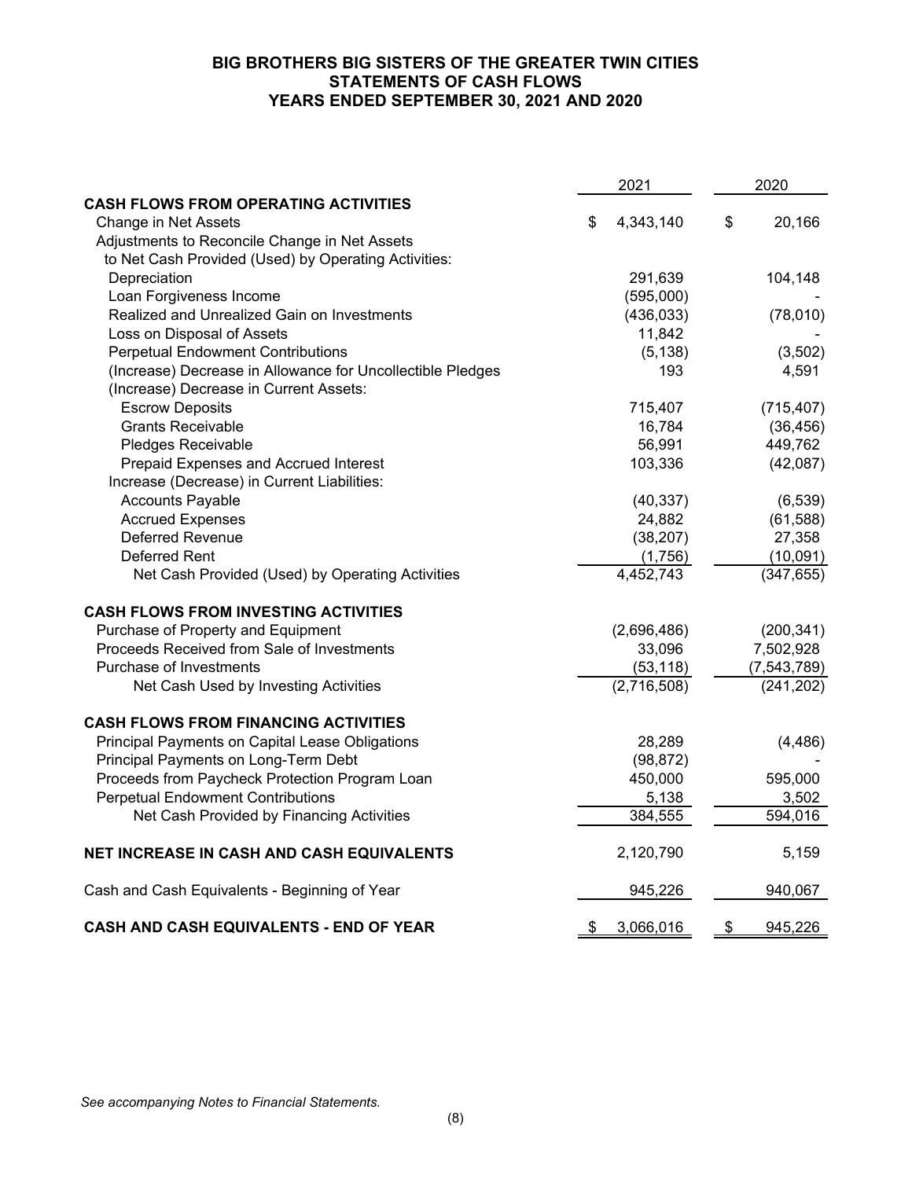# BIG BROTHERS BIG SISTERS OF THE GREATER TWIN CITIES
## STATEMENTS OF CASH FLOWS
## YEARS ENDED SEPTEMBER 30, 2021 AND 2020

| | 2021 | 2020 |
|---|---|---|
| **CASH FLOWS FROM OPERATING ACTIVITIES** | | |
| Change in Net Assets | $ 4,343,140 | $ 20,166 |
| Adjustments to Reconcile Change in Net Assets to Net Cash Provided (Used) by Operating Activities: | | |
| Depreciation | 291,639 | 104,148 |
| Loan Forgiveness Income | (595,000) | - |
| Realized and Unrealized Gain on Investments | (436,033) | (78,010) |
| Loss on Disposal of Assets | 11,842 | - |
| Perpetual Endowment Contributions | (5,138) | (3,502) |
| (Increase) Decrease in Allowance for Uncollectible Pledges | 193 | 4,591 |
| (Increase) Decrease in Current Assets: | | |
| Escrow Deposits | 715,407 | (715,407) |
| Grants Receivable | 16,784 | (36,456) |
| Pledges Receivable | 56,991 | 449,762 |
| Prepaid Expenses and Accrued Interest | 103,336 | (42,087) |
| Increase (Decrease) in Current Liabilities: | | |
| Accounts Payable | (40,337) | (6,539) |
| Accrued Expenses | 24,882 | (61,588) |
| Deferred Revenue | (38,207) | 27,358 |
| Deferred Rent | (1,756) | (10,091) |
| Net Cash Provided (Used) by Operating Activities | 4,452,743 | (347,655) |
| **CASH FLOWS FROM INVESTING ACTIVITIES** | | |
| Purchase of Property and Equipment | (2,696,486) | (200,341) |
| Proceeds Received from Sale of Investments | 33,096 | 7,502,928 |
| Purchase of Investments | (53,118) | (7,543,789) |
| Net Cash Used by Investing Activities | (2,716,508) | (241,202) |
| **CASH FLOWS FROM FINANCING ACTIVITIES** | | |
| Principal Payments on Capital Lease Obligations | 28,289 | (4,486) |
| Principal Payments on Long-Term Debt | (98,872) | - |
| Proceeds from Paycheck Protection Program Loan | 450,000 | 595,000 |
| Perpetual Endowment Contributions | 5,138 | 3,502 |
| Net Cash Provided by Financing Activities | 384,555 | 594,016 |
| **NET INCREASE IN CASH AND CASH EQUIVALENTS** | 2,120,790 | 5,159 |
| Cash and Cash Equivalents - Beginning of Year | 945,226 | 940,067 |
| **CASH AND CASH EQUIVALENTS - END OF YEAR** | $ 3,066,016 | $ 945,226 |

*See accompanying Notes to Financial Statements.*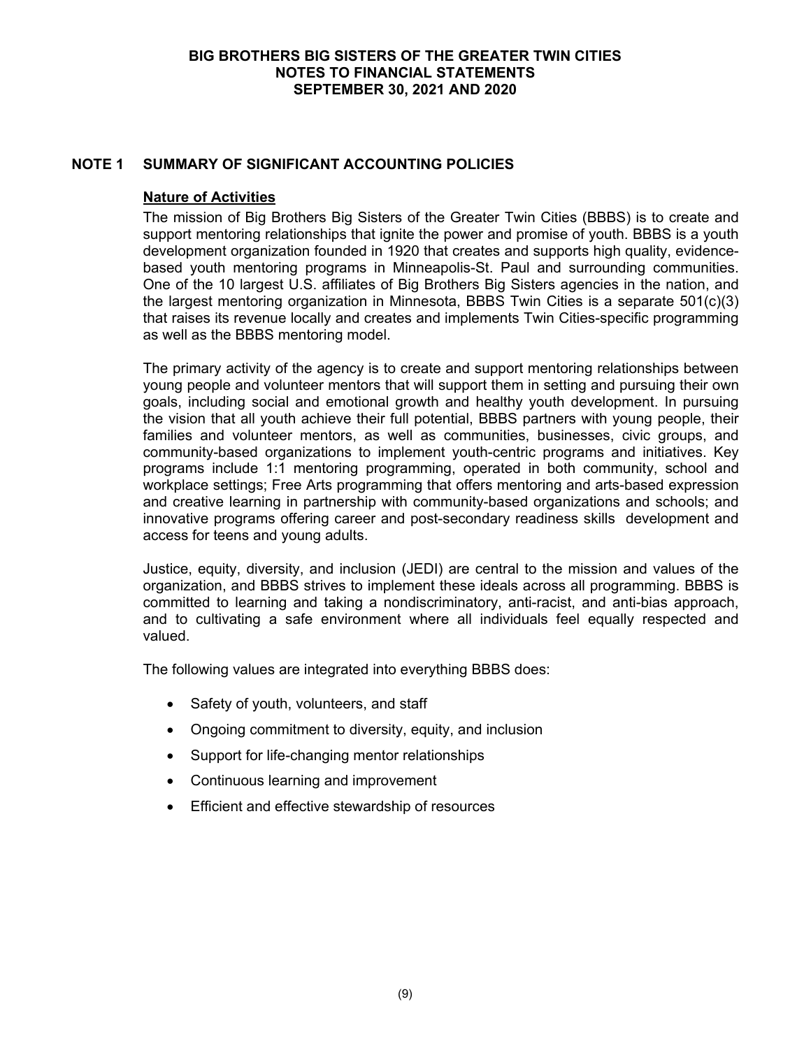## NOTE 1 SUMMARY OF SIGNIFICANT ACCOUNTING POLICIES

### Nature of Activities

The mission of Big Brothers Big Sisters of the Greater Twin Cities (BBBS) is to create and support mentoring relationships that ignite the power and promise of youth. BBBS is a youth development organization founded in 1920 that creates and supports high quality, evidence-based youth mentoring programs in Minneapolis-St. Paul and surrounding communities. One of the 10 largest U.S. affiliates of Big Brothers Big Sisters agencies in the nation, and the largest mentoring organization in Minnesota, BBBS Twin Cities is a separate 501(c)(3) that raises its revenue locally and creates and implements Twin Cities-specific programming as well as the BBBS mentoring model.

The primary activity of the agency is to create and support mentoring relationships between young people and volunteer mentors that will support them in setting and pursuing their own goals, including social and emotional growth and healthy youth development. In pursuing the vision that all youth achieve their full potential, BBBS partners with young people, their families and volunteer mentors, as well as communities, businesses, civic groups, and community-based organizations to implement youth-centric programs and initiatives. Key programs include 1:1 mentoring programming, operated in both community, school and workplace settings; Free Arts programming that offers mentoring and arts-based expression and creative learning in partnership with community-based organizations and schools; and innovative programs offering career and post-secondary readiness skills development and access for teens and young adults.

Justice, equity, diversity, and inclusion (JEDI) are central to the mission and values of the organization, and BBBS strives to implement these ideals across all programming. BBBS is committed to learning and taking a nondiscriminatory, anti-racist, and anti-bias approach, and to cultivating a safe environment where all individuals feel equally respected and valued.

The following values are integrated into everything BBBS does:

- Safety of youth, volunteers, and staff
- Ongoing commitment to diversity, equity, and inclusion
- Support for life-changing mentor relationships
- Continuous learning and improvement
- Efficient and effective stewardship of resources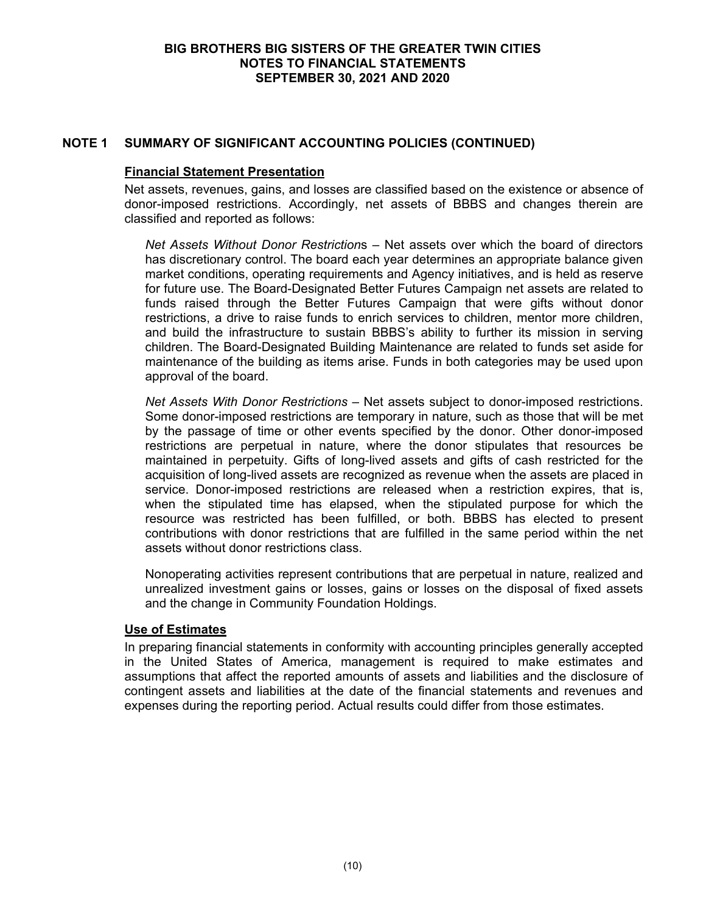## NOTE 1 SUMMARY OF SIGNIFICANT ACCOUNTING POLICIES (CONTINUED)

### Financial Statement Presentation

Net assets, revenues, gains, and losses are classified based on the existence or absence of donor-imposed restrictions. Accordingly, net assets of BBBS and changes therein are classified and reported as follows:

*Net Assets Without Donor Restrictions* – Net assets over which the board of directors has discretionary control. The board each year determines an appropriate balance given market conditions, operating requirements and Agency initiatives, and is held as reserve for future use. The Board-Designated Better Futures Campaign net assets are related to funds raised through the Better Futures Campaign that were gifts without donor restrictions, a drive to raise funds to enrich services to children, mentor more children, and build the infrastructure to sustain BBBS's ability to further its mission in serving children. The Board-Designated Building Maintenance are related to funds set aside for maintenance of the building as items arise. Funds in both categories may be used upon approval of the board.

*Net Assets With Donor Restrictions* – Net assets subject to donor-imposed restrictions. Some donor-imposed restrictions are temporary in nature, such as those that will be met by the passage of time or other events specified by the donor. Other donor-imposed restrictions are perpetual in nature, where the donor stipulates that resources be maintained in perpetuity. Gifts of long-lived assets and gifts of cash restricted for the acquisition of long-lived assets are recognized as revenue when the assets are placed in service. Donor-imposed restrictions are released when a restriction expires, that is, when the stipulated time has elapsed, when the stipulated purpose for which the resource was restricted has been fulfilled, or both. BBBS has elected to present contributions with donor restrictions that are fulfilled in the same period within the net assets without donor restrictions class.

Nonoperating activities represent contributions that are perpetual in nature, realized and unrealized investment gains or losses, gains or losses on the disposal of fixed assets and the change in Community Foundation Holdings.

### Use of Estimates

In preparing financial statements in conformity with accounting principles generally accepted in the United States of America, management is required to make estimates and assumptions that affect the reported amounts of assets and liabilities and the disclosure of contingent assets and liabilities at the date of the financial statements and revenues and expenses during the reporting period. Actual results could differ from those estimates.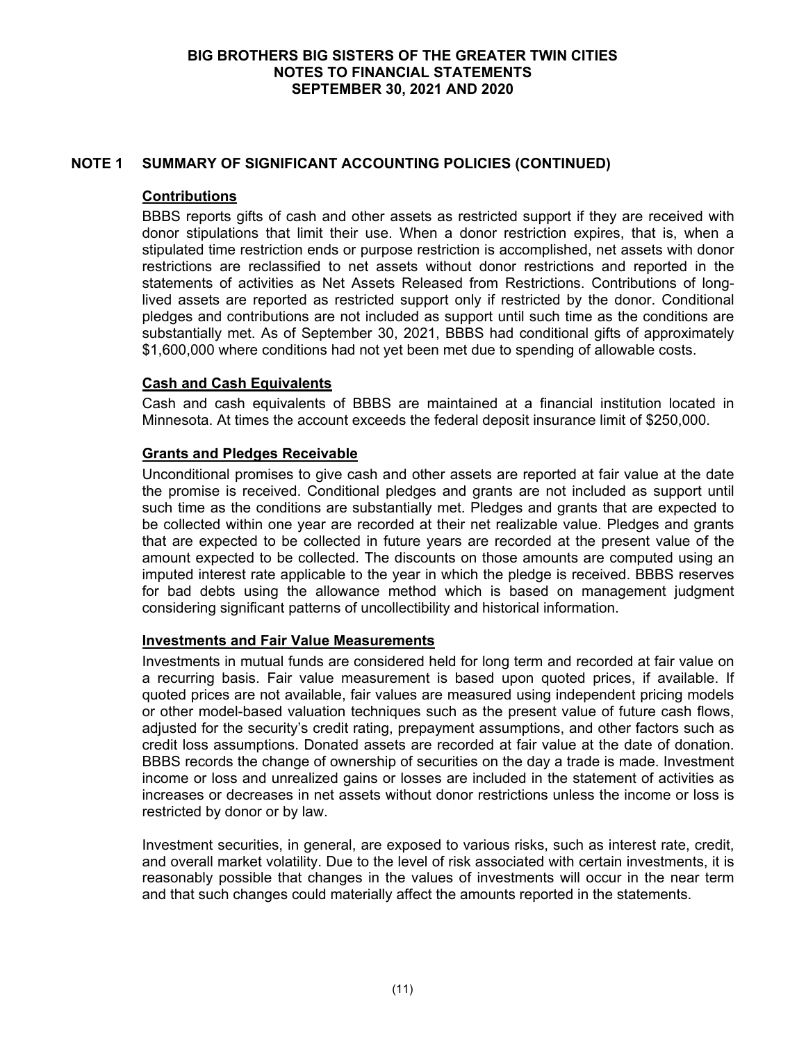## NOTE 1 SUMMARY OF SIGNIFICANT ACCOUNTING POLICIES (CONTINUED)

### Contributions

BBBS reports gifts of cash and other assets as restricted support if they are received with donor stipulations that limit their use. When a donor restriction expires, that is, when a stipulated time restriction ends or purpose restriction is accomplished, net assets with donor restrictions are reclassified to net assets without donor restrictions and reported in the statements of activities as Net Assets Released from Restrictions. Contributions of long-lived assets are reported as restricted support only if restricted by the donor. Conditional pledges and contributions are not included as support until such time as the conditions are substantially met. As of September 30, 2021, BBBS had conditional gifts of approximately $1,600,000 where conditions had not yet been met due to spending of allowable costs.

### Cash and Cash Equivalents

Cash and cash equivalents of BBBS are maintained at a financial institution located in Minnesota. At times the account exceeds the federal deposit insurance limit of $250,000.

### Grants and Pledges Receivable

Unconditional promises to give cash and other assets are reported at fair value at the date the promise is received. Conditional pledges and grants are not included as support until such time as the conditions are substantially met. Pledges and grants that are expected to be collected within one year are recorded at their net realizable value. Pledges and grants that are expected to be collected in future years are recorded at the present value of the amount expected to be collected. The discounts on those amounts are computed using an imputed interest rate applicable to the year in which the pledge is received. BBBS reserves for bad debts using the allowance method which is based on management judgment considering significant patterns of uncollectibility and historical information.

### Investments and Fair Value Measurements

Investments in mutual funds are considered held for long term and recorded at fair value on a recurring basis. Fair value measurement is based upon quoted prices, if available. If quoted prices are not available, fair values are measured using independent pricing models or other model-based valuation techniques such as the present value of future cash flows, adjusted for the security's credit rating, prepayment assumptions, and other factors such as credit loss assumptions. Donated assets are recorded at fair value at the date of donation. BBBS records the change of ownership of securities on the day a trade is made. Investment income or loss and unrealized gains or losses are included in the statement of activities as increases or decreases in net assets without donor restrictions unless the income or loss is restricted by donor or by law.

Investment securities, in general, are exposed to various risks, such as interest rate, credit, and overall market volatility. Due to the level of risk associated with certain investments, it is reasonably possible that changes in the values of investments will occur in the near term and that such changes could materially affect the amounts reported in the statements.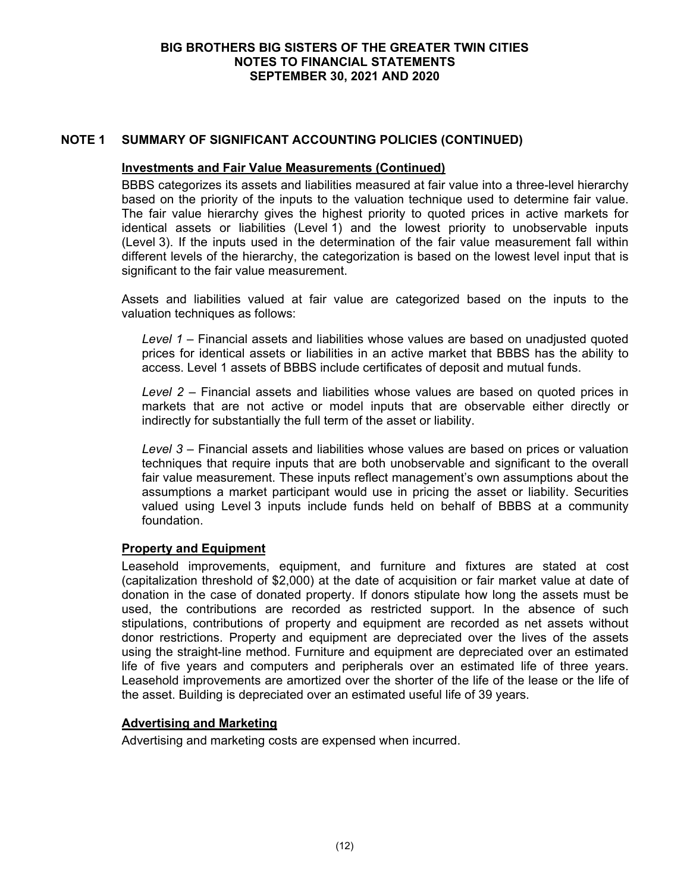## NOTE 1 SUMMARY OF SIGNIFICANT ACCOUNTING POLICIES (CONTINUED)

### Investments and Fair Value Measurements (Continued)

BBBS categorizes its assets and liabilities measured at fair value into a three-level hierarchy based on the priority of the inputs to the valuation technique used to determine fair value. The fair value hierarchy gives the highest priority to quoted prices in active markets for identical assets or liabilities (Level 1) and the lowest priority to unobservable inputs (Level 3). If the inputs used in the determination of the fair value measurement fall within different levels of the hierarchy, the categorization is based on the lowest level input that is significant to the fair value measurement.

Assets and liabilities valued at fair value are categorized based on the inputs to the valuation techniques as follows:

*Level 1* – Financial assets and liabilities whose values are based on unadjusted quoted prices for identical assets or liabilities in an active market that BBBS has the ability to access. Level 1 assets of BBBS include certificates of deposit and mutual funds.

*Level 2* – Financial assets and liabilities whose values are based on quoted prices in markets that are not active or model inputs that are observable either directly or indirectly for substantially the full term of the asset or liability.

*Level 3* – Financial assets and liabilities whose values are based on prices or valuation techniques that require inputs that are both unobservable and significant to the overall fair value measurement. These inputs reflect management's own assumptions about the assumptions a market participant would use in pricing the asset or liability. Securities valued using Level 3 inputs include funds held on behalf of BBBS at a community foundation.

### Property and Equipment

Leasehold improvements, equipment, and furniture and fixtures are stated at cost (capitalization threshold of $2,000) at the date of acquisition or fair market value at date of donation in the case of donated property. If donors stipulate how long the assets must be used, the contributions are recorded as restricted support. In the absence of such stipulations, contributions of property and equipment are recorded as net assets without donor restrictions. Property and equipment are depreciated over the lives of the assets using the straight-line method. Furniture and equipment are depreciated over an estimated life of five years and computers and peripherals over an estimated life of three years. Leasehold improvements are amortized over the shorter of the life of the lease or the life of the asset. Building is depreciated over an estimated useful life of 39 years.

### Advertising and Marketing

Advertising and marketing costs are expensed when incurred.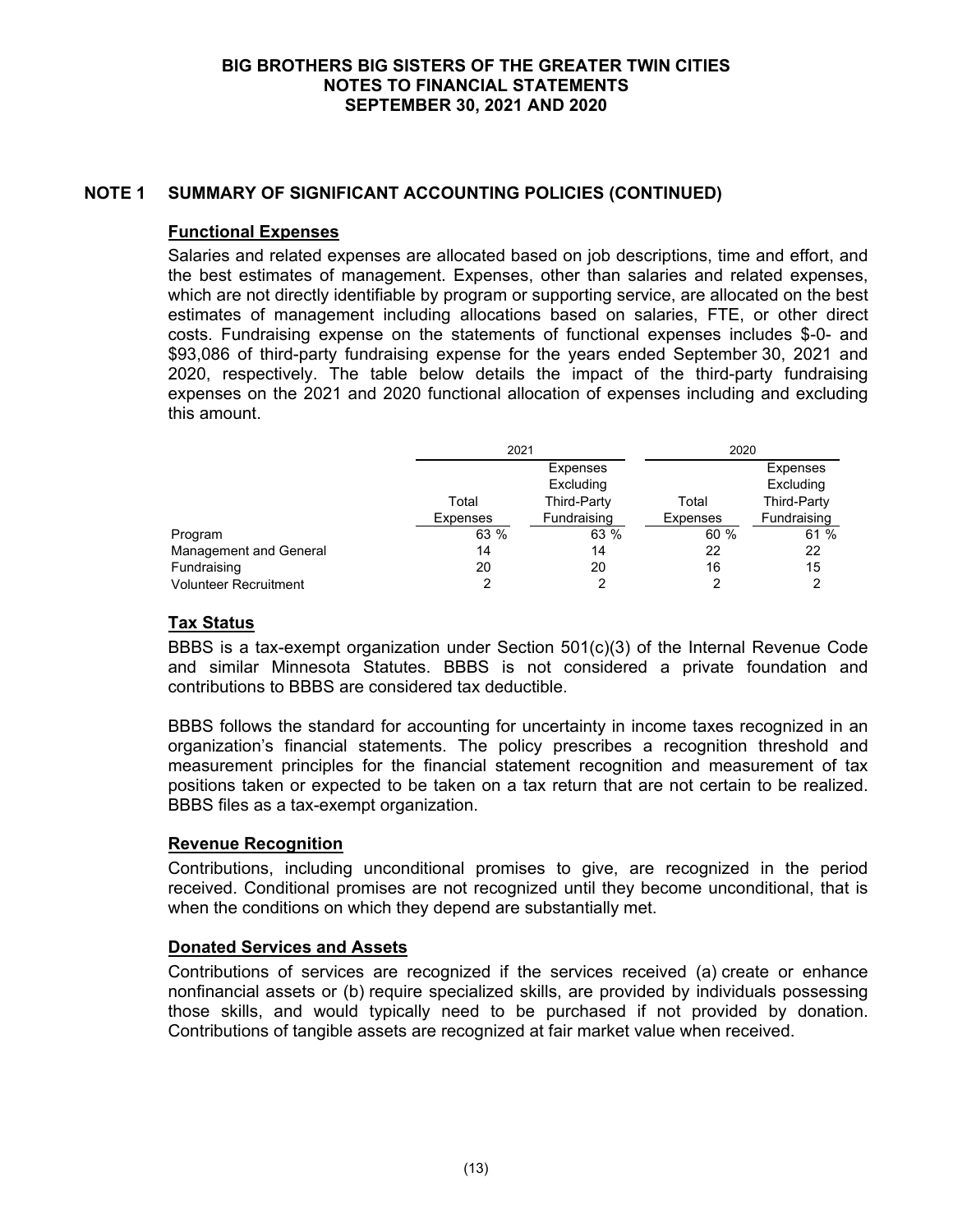## NOTE 1 SUMMARY OF SIGNIFICANT ACCOUNTING POLICIES (CONTINUED)

### Functional Expenses

Salaries and related expenses are allocated based on job descriptions, time and effort, and the best estimates of management. Expenses, other than salaries and related expenses, which are not directly identifiable by program or supporting service, are allocated on the best estimates of management including allocations based on salaries, FTE, or other direct costs. Fundraising expense on the statements of functional expenses includes $-0- and $93,086 of third-party fundraising expense for the years ended September 30, 2021 and 2020, respectively. The table below details the impact of the third-party fundraising expenses on the 2021 and 2020 functional allocation of expenses including and excluding this amount.

| | 2021 | | 2020 | |
|---|---|---|---|---|
| | Total Expenses | Expenses Excluding Third-Party Fundraising | Total Expenses | Expenses Excluding Third-Party Fundraising |
| Program | 63 % | 63 % | 60 % | 61 % |
| Management and General | 14 | 14 | 22 | 22 |
| Fundraising | 20 | 20 | 16 | 15 |
| Volunteer Recruitment | 2 | 2 | 2 | 2 |

### Tax Status

BBBS is a tax-exempt organization under Section 501(c)(3) of the Internal Revenue Code and similar Minnesota Statutes. BBBS is not considered a private foundation and contributions to BBBS are considered tax deductible.

BBBS follows the standard for accounting for uncertainty in income taxes recognized in an organization's financial statements. The policy prescribes a recognition threshold and measurement principles for the financial statement recognition and measurement of tax positions taken or expected to be taken on a tax return that are not certain to be realized. BBBS files as a tax-exempt organization.

### Revenue Recognition

Contributions, including unconditional promises to give, are recognized in the period received. Conditional promises are not recognized until they become unconditional, that is when the conditions on which they depend are substantially met.

### Donated Services and Assets

Contributions of services are recognized if the services received (a) create or enhance nonfinancial assets or (b) require specialized skills, are provided by individuals possessing those skills, and would typically need to be purchased if not provided by donation. Contributions of tangible assets are recognized at fair market value when received.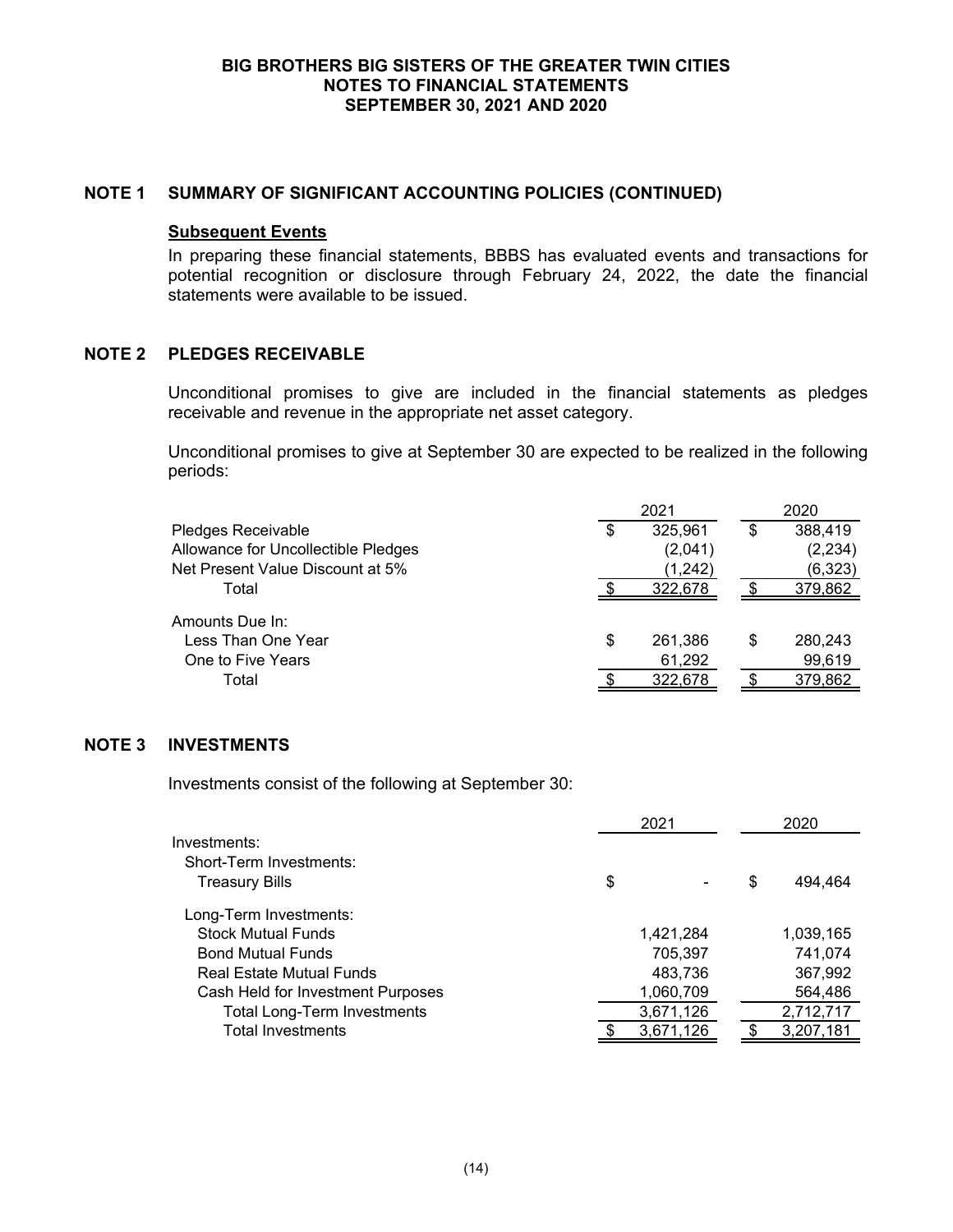## NOTE 1 SUMMARY OF SIGNIFICANT ACCOUNTING POLICIES (CONTINUED)

### Subsequent Events

In preparing these financial statements, BBBS has evaluated events and transactions for potential recognition or disclosure through February 24, 2022, the date the financial statements were available to be issued.

## NOTE 2 PLEDGES RECEIVABLE

Unconditional promises to give are included in the financial statements as pledges receivable and revenue in the appropriate net asset category.

Unconditional promises to give at September 30 are expected to be realized in the following periods:

| | 2021 | 2020 |
|---|---|---|
| Pledges Receivable | $ 325,961 | $ 388,419 |
| Allowance for Uncollectible Pledges | (2,041) | (2,234) |
| Net Present Value Discount at 5% | (1,242) | (6,323) |
| Total | $ 322,678 | $ 379,862 |
| Amounts Due In: | | |
| Less Than One Year | $ 261,386 | $ 280,243 |
| One to Five Years | 61,292 | 99,619 |
| Total | $ 322,678 | $ 379,862 |

## NOTE 3 INVESTMENTS

Investments consist of the following at September 30:

| | 2021 | 2020 |
|---|---|---|
| Investments: | | |
| Short-Term Investments: | | |
| Treasury Bills | $ - | $ 494,464 |
| Long-Term Investments: | | |
| Stock Mutual Funds | 1,421,284 | 1,039,165 |
| Bond Mutual Funds | 705,397 | 741,074 |
| Real Estate Mutual Funds | 483,736 | 367,992 |
| Cash Held for Investment Purposes | 1,060,709 | 564,486 |
| Total Long-Term Investments | 3,671,126 | 2,712,717 |
| Total Investments | $ 3,671,126 | $ 3,207,181 |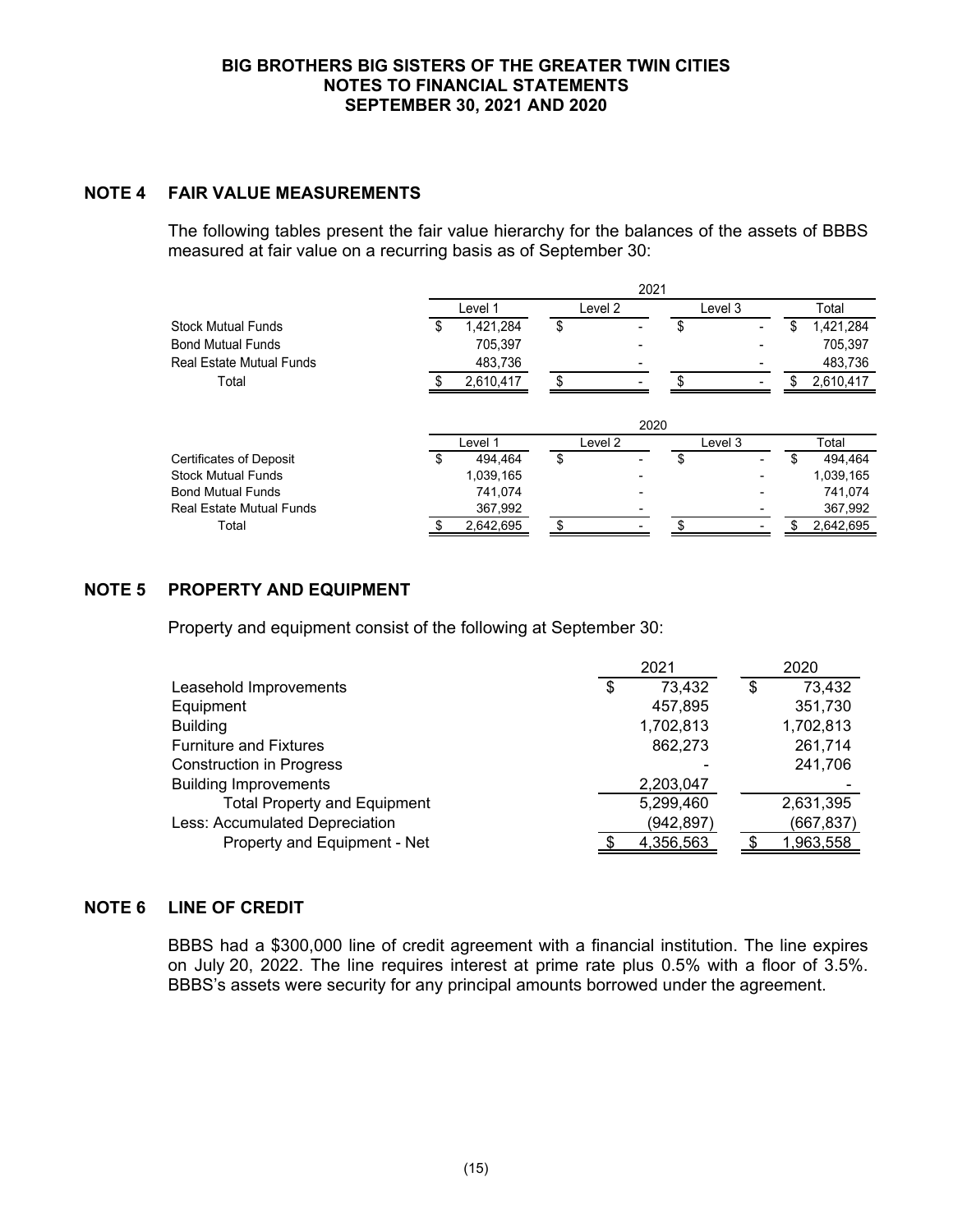## NOTE 4 FAIR VALUE MEASUREMENTS

The following tables present the fair value hierarchy for the balances of the assets of BBBS measured at fair value on a recurring basis as of September 30:

| | 2021 | | | |
|---|---|---|---|---|
| | Level 1 | Level 2 | Level 3 | Total |
| Stock Mutual Funds | $ 1,421,284 | $ - | $ - | $ 1,421,284 |
| Bond Mutual Funds | 705,397 | - | - | 705,397 |
| Real Estate Mutual Funds | 483,736 | - | - | 483,736 |
| Total | $ 2,610,417 | $ - | $ - | $ 2,610,417 |

| | 2020 | | | |
|---|---|---|---|---|
| | Level 1 | Level 2 | Level 3 | Total |
| Certificates of Deposit | $ 494,464 | $ - | $ - | $ 494,464 |
| Stock Mutual Funds | 1,039,165 | - | - | 1,039,165 |
| Bond Mutual Funds | 741,074 | - | - | 741,074 |
| Real Estate Mutual Funds | 367,992 | - | - | 367,992 |
| Total | $ 2,642,695 | $ - | $ - | $ 2,642,695 |

## NOTE 5 PROPERTY AND EQUIPMENT

Property and equipment consist of the following at September 30:

| | 2021 | 2020 |
|---|---|---|
| Leasehold Improvements | $ 73,432 | $ 73,432 |
| Equipment | 457,895 | 351,730 |
| Building | 1,702,813 | 1,702,813 |
| Furniture and Fixtures | 862,273 | 261,714 |
| Construction in Progress | - | 241,706 |
| Building Improvements | 2,203,047 | - |
| Total Property and Equipment | 5,299,460 | 2,631,395 |
| Less: Accumulated Depreciation | (942,897) | (667,837) |
| Property and Equipment - Net | $ 4,356,563 | $ 1,963,558 |

## NOTE 6 LINE OF CREDIT

BBBS had a $300,000 line of credit agreement with a financial institution. The line expires on July 20, 2022. The line requires interest at prime rate plus 0.5% with a floor of 3.5%. BBBS's assets were security for any principal amounts borrowed under the agreement.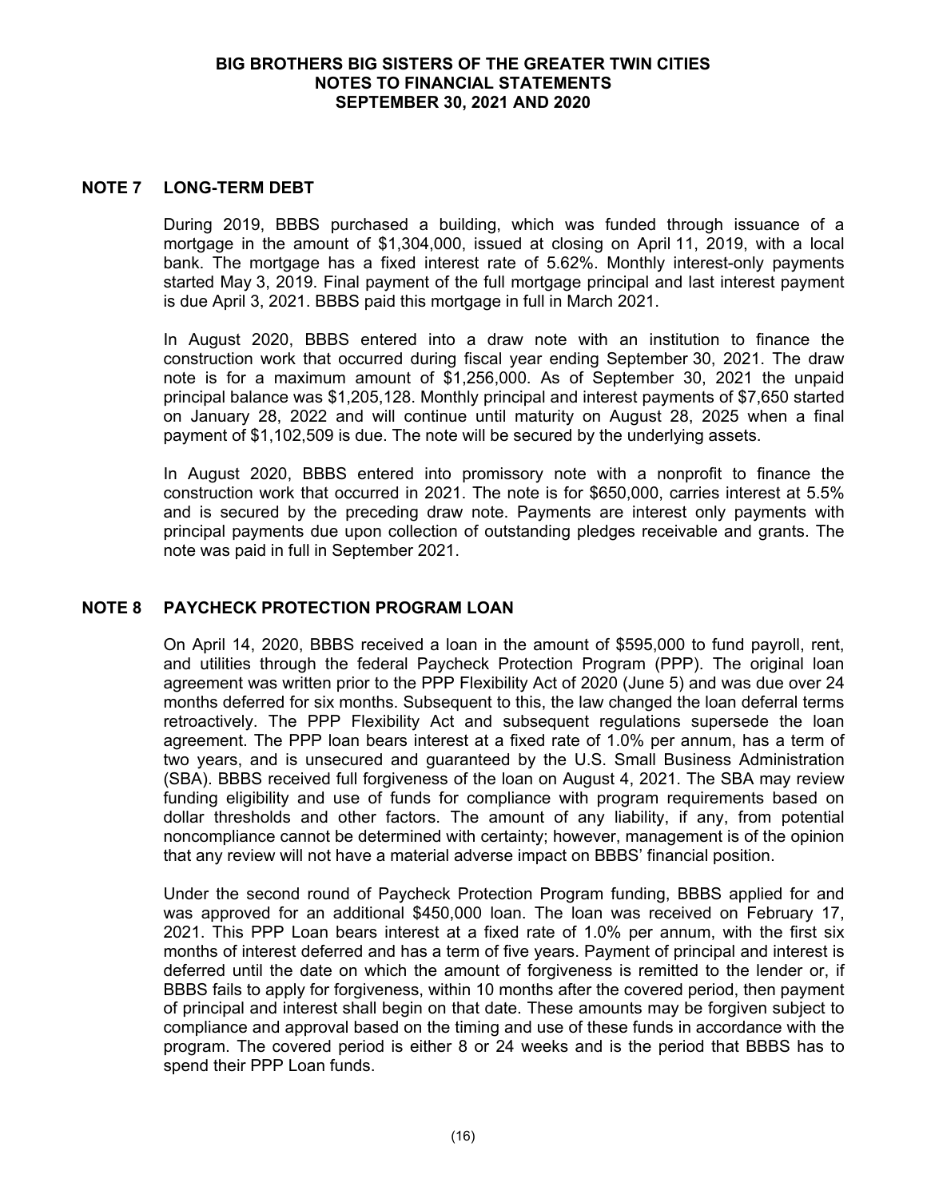## NOTE 7 LONG-TERM DEBT

During 2019, BBBS purchased a building, which was funded through issuance of a mortgage in the amount of $1,304,000, issued at closing on April 11, 2019, with a local bank. The mortgage has a fixed interest rate of 5.62%. Monthly interest-only payments started May 3, 2019. Final payment of the full mortgage principal and last interest payment is due April 3, 2021. BBBS paid this mortgage in full in March 2021.

In August 2020, BBBS entered into a draw note with an institution to finance the construction work that occurred during fiscal year ending September 30, 2021. The draw note is for a maximum amount of $1,256,000. As of September 30, 2021 the unpaid principal balance was $1,205,128. Monthly principal and interest payments of $7,650 started on January 28, 2022 and will continue until maturity on August 28, 2025 when a final payment of $1,102,509 is due. The note will be secured by the underlying assets.

In August 2020, BBBS entered into promissory note with a nonprofit to finance the construction work that occurred in 2021. The note is for $650,000, carries interest at 5.5% and is secured by the preceding draw note. Payments are interest only payments with principal payments due upon collection of outstanding pledges receivable and grants. The note was paid in full in September 2021.

## NOTE 8 PAYCHECK PROTECTION PROGRAM LOAN

On April 14, 2020, BBBS received a loan in the amount of $595,000 to fund payroll, rent, and utilities through the federal Paycheck Protection Program (PPP). The original loan agreement was written prior to the PPP Flexibility Act of 2020 (June 5) and was due over 24 months deferred for six months. Subsequent to this, the law changed the loan deferral terms retroactively. The PPP Flexibility Act and subsequent regulations supersede the loan agreement. The PPP loan bears interest at a fixed rate of 1.0% per annum, has a term of two years, and is unsecured and guaranteed by the U.S. Small Business Administration (SBA). BBBS received full forgiveness of the loan on August 4, 2021. The SBA may review funding eligibility and use of funds for compliance with program requirements based on dollar thresholds and other factors. The amount of any liability, if any, from potential noncompliance cannot be determined with certainty; however, management is of the opinion that any review will not have a material adverse impact on BBBS' financial position.

Under the second round of Paycheck Protection Program funding, BBBS applied for and was approved for an additional $450,000 loan. The loan was received on February 17, 2021. This PPP Loan bears interest at a fixed rate of 1.0% per annum, with the first six months of interest deferred and has a term of five years. Payment of principal and interest is deferred until the date on which the amount of forgiveness is remitted to the lender or, if BBBS fails to apply for forgiveness, within 10 months after the covered period, then payment of principal and interest shall begin on that date. These amounts may be forgiven subject to compliance and approval based on the timing and use of these funds in accordance with the program. The covered period is either 8 or 24 weeks and is the period that BBBS has to spend their PPP Loan funds.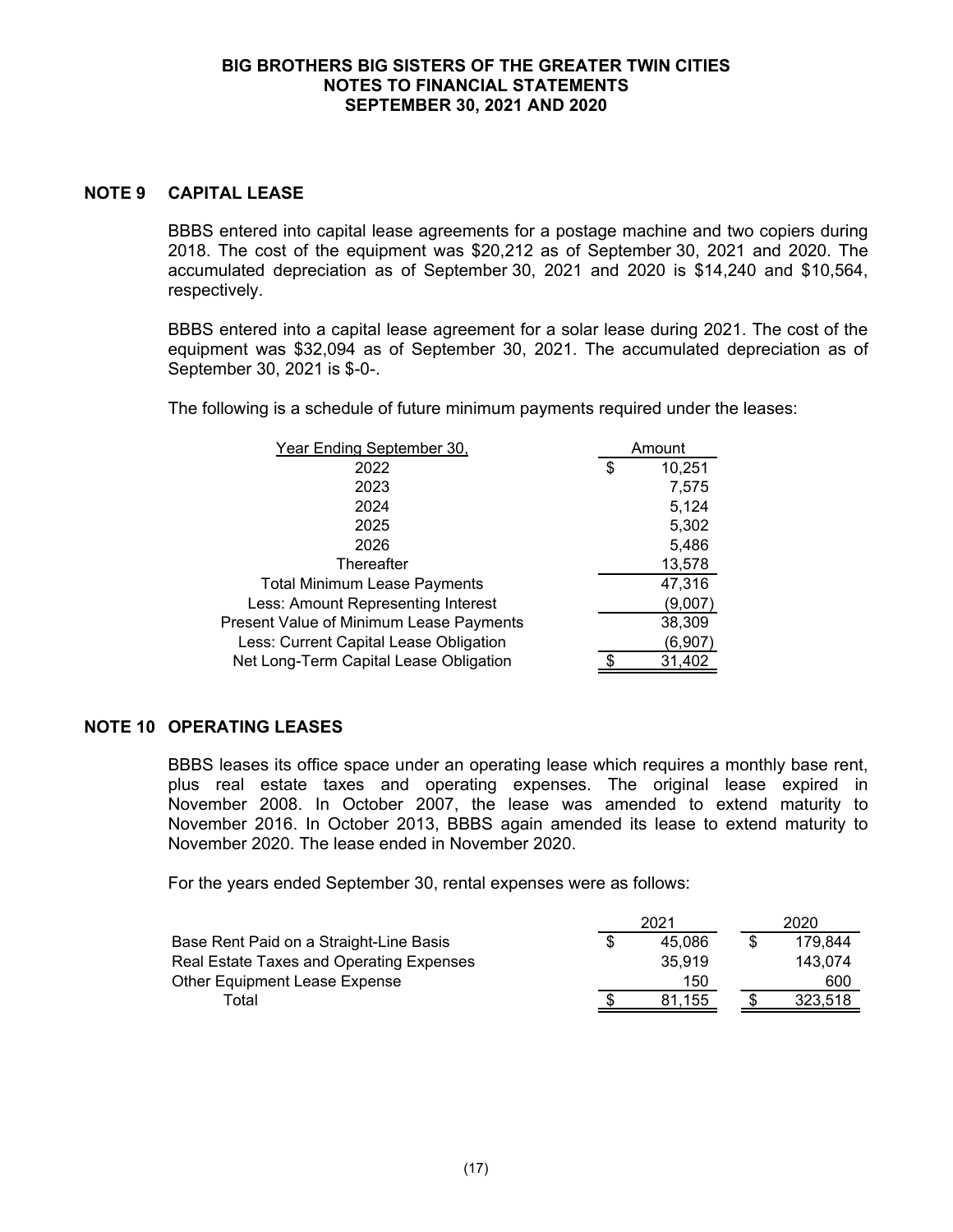## NOTE 9 CAPITAL LEASE

BBBS entered into capital lease agreements for a postage machine and two copiers during 2018. The cost of the equipment was $20,212 as of September 30, 2021 and 2020. The accumulated depreciation as of September 30, 2021 and 2020 is $14,240 and $10,564, respectively.

BBBS entered into a capital lease agreement for a solar lease during 2021. The cost of the equipment was $32,094 as of September 30, 2021. The accumulated depreciation as of September 30, 2021 is $-0-.

The following is a schedule of future minimum payments required under the leases:

| Year Ending September 30, | Amount |
|---|---|
| 2022 | $ 10,251 |
| 2023 | 7,575 |
| 2024 | 5,124 |
| 2025 | 5,302 |
| 2026 | 5,486 |
| Thereafter | 13,578 |
| Total Minimum Lease Payments | 47,316 |
| Less: Amount Representing Interest | (9,007) |
| Present Value of Minimum Lease Payments | 38,309 |
| Less: Current Capital Lease Obligation | (6,907) |
| Net Long-Term Capital Lease Obligation | $ 31,402 |

## NOTE 10 OPERATING LEASES

BBBS leases its office space under an operating lease which requires a monthly base rent, plus real estate taxes and operating expenses. The original lease expired in November 2008. In October 2007, the lease was amended to extend maturity to November 2016. In October 2013, BBBS again amended its lease to extend maturity to November 2020. The lease ended in November 2020.

For the years ended September 30, rental expenses were as follows:

| | 2021 | 2020 |
|---|---|---|
| Base Rent Paid on a Straight-Line Basis | $ 45,086 | $ 179,844 |
| Real Estate Taxes and Operating Expenses | 35,919 | 143,074 |
| Other Equipment Lease Expense | 150 | 600 |
| Total | $ 81,155 | $ 323,518 |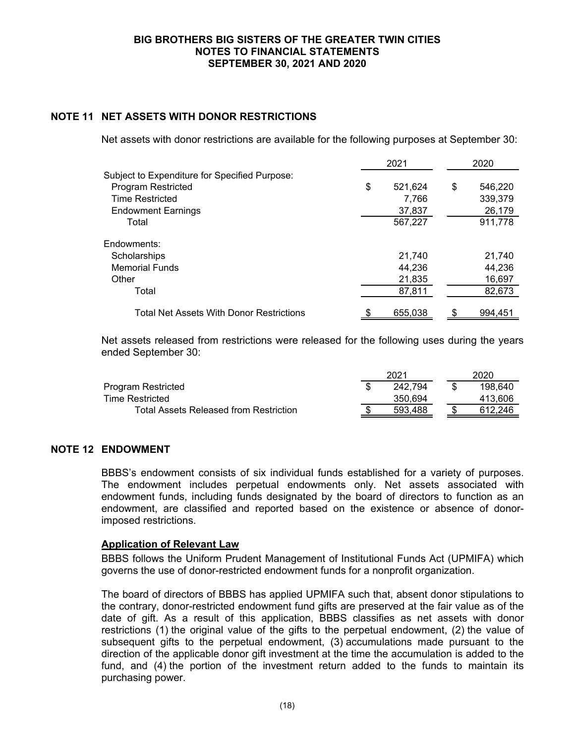## NOTE 11 NET ASSETS WITH DONOR RESTRICTIONS

Net assets with donor restrictions are available for the following purposes at September 30:

| | 2021 | 2020 |
|---|---|---|
| Subject to Expenditure for Specified Purpose: | | |
| Program Restricted | $ 521,624 | $ 546,220 |
| Time Restricted | 7,766 | 339,379 |
| Endowment Earnings | 37,837 | 26,179 |
| Total | 567,227 | 911,778 |
| Endowments: | | |
| Scholarships | 21,740 | 21,740 |
| Memorial Funds | 44,236 | 44,236 |
| Other | 21,835 | 16,697 |
| Total | 87,811 | 82,673 |
| Total Net Assets With Donor Restrictions | $ 655,038 | $ 994,451 |

Net assets released from restrictions were released for the following uses during the years ended September 30:

| | 2021 | 2020 |
|---|---|---|
| Program Restricted | $ 242,794 | $ 198,640 |
| Time Restricted | 350,694 | 413,606 |
| Total Assets Released from Restriction | $ 593,488 | $ 612,246 |

## NOTE 12 ENDOWMENT

BBBS's endowment consists of six individual funds established for a variety of purposes. The endowment includes perpetual endowments only. Net assets associated with endowment funds, including funds designated by the board of directors to function as an endowment, are classified and reported based on the existence or absence of donor-imposed restrictions.

### Application of Relevant Law

BBBS follows the Uniform Prudent Management of Institutional Funds Act (UPMIFA) which governs the use of donor-restricted endowment funds for a nonprofit organization.

The board of directors of BBBS has applied UPMIFA such that, absent donor stipulations to the contrary, donor-restricted endowment fund gifts are preserved at the fair value as of the date of gift. As a result of this application, BBBS classifies as net assets with donor restrictions (1) the original value of the gifts to the perpetual endowment, (2) the value of subsequent gifts to the perpetual endowment, (3) accumulations made pursuant to the direction of the applicable donor gift investment at the time the accumulation is added to the fund, and (4) the portion of the investment return added to the funds to maintain its purchasing power.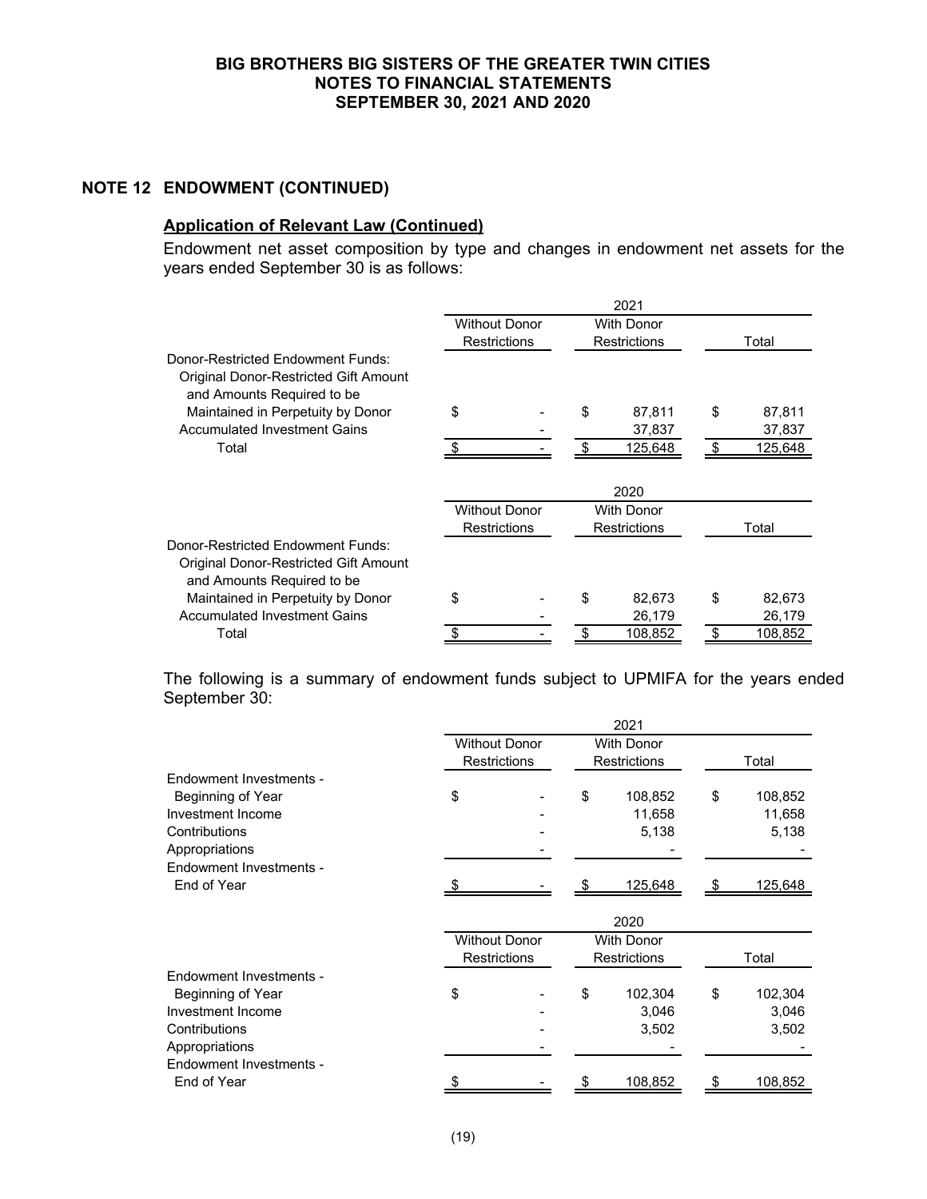## NOTE 12 ENDOWMENT (CONTINUED)

### Application of Relevant Law (Continued)

Endowment net asset composition by type and changes in endowment net assets for the years ended September 30 is as follows:

| | 2021 | | |
|---|---|---|---|
| | Without Donor Restrictions | With Donor Restrictions | Total |
| Donor-Restricted Endowment Funds: | | | |
| Original Donor-Restricted Gift Amount and Amounts Required to be Maintained in Perpetuity by Donor | $ - | $ 87,811 | $ 87,811 |
| Accumulated Investment Gains | - | 37,837 | 37,837 |
| Total | $ - | $ 125,648 | $ 125,648 |

| | 2020 | | |
|---|---|---|---|
| | Without Donor Restrictions | With Donor Restrictions | Total |
| Donor-Restricted Endowment Funds: | | | |
| Original Donor-Restricted Gift Amount and Amounts Required to be Maintained in Perpetuity by Donor | $ - | $ 82,673 | $ 82,673 |
| Accumulated Investment Gains | - | 26,179 | 26,179 |
| Total | $ - | $ 108,852 | $ 108,852 |

The following is a summary of endowment funds subject to UPMIFA for the years ended September 30:

| | 2021 | | |
|---|---|---|---|
| | Without Donor Restrictions | With Donor Restrictions | Total |
| Endowment Investments - Beginning of Year | $ - | $ 108,852 | $ 108,852 |
| Investment Income | - | 11,658 | 11,658 |
| Contributions | - | 5,138 | 5,138 |
| Appropriations | - | - | - |
| Endowment Investments - End of Year | $ - | $ 125,648 | $ 125,648 |

| | 2020 | | |
|---|---|---|---|
| | Without Donor Restrictions | With Donor Restrictions | Total |
| Endowment Investments - Beginning of Year | $ - | $ 102,304 | $ 102,304 |
| Investment Income | - | 3,046 | 3,046 |
| Contributions | - | 3,502 | 3,502 |
| Appropriations | - | - | - |
| Endowment Investments - End of Year | $ - | $ 108,852 | $ 108,852 |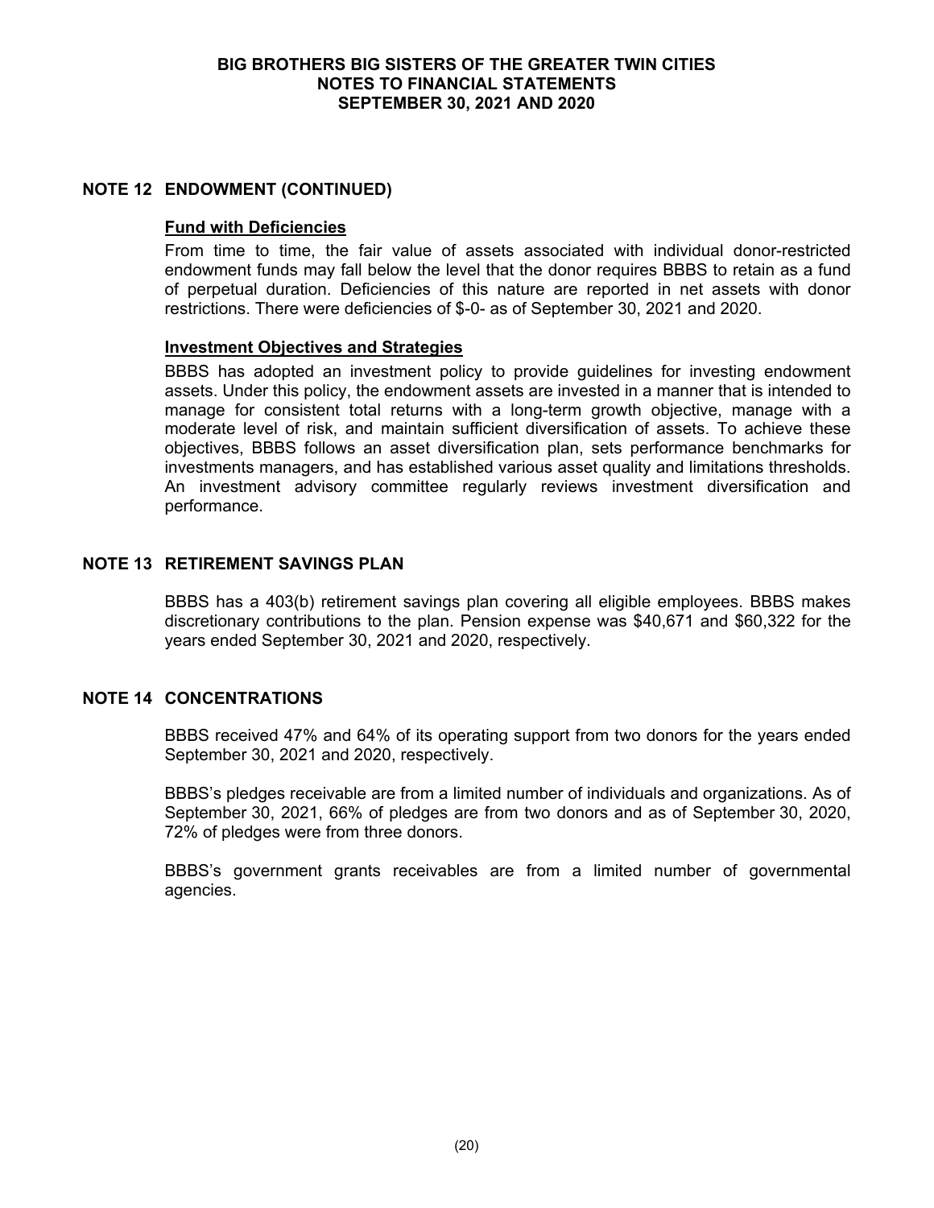## NOTE 12 ENDOWMENT (CONTINUED)

**Fund with Deficiencies**

From time to time, the fair value of assets associated with individual donor-restricted endowment funds may fall below the level that the donor requires BBBS to retain as a fund of perpetual duration. Deficiencies of this nature are reported in net assets with donor restrictions. There were deficiencies of $-0- as of September 30, 2021 and 2020.

**Investment Objectives and Strategies**

BBBS has adopted an investment policy to provide guidelines for investing endowment assets. Under this policy, the endowment assets are invested in a manner that is intended to manage for consistent total returns with a long-term growth objective, manage with a moderate level of risk, and maintain sufficient diversification of assets. To achieve these objectives, BBBS follows an asset diversification plan, sets performance benchmarks for investments managers, and has established various asset quality and limitations thresholds. An investment advisory committee regularly reviews investment diversification and performance.

## NOTE 13 RETIREMENT SAVINGS PLAN

BBBS has a 403(b) retirement savings plan covering all eligible employees. BBBS makes discretionary contributions to the plan. Pension expense was $40,671 and $60,322 for the years ended September 30, 2021 and 2020, respectively.

## NOTE 14 CONCENTRATIONS

BBBS received 47% and 64% of its operating support from two donors for the years ended September 30, 2021 and 2020, respectively.

BBBS's pledges receivable are from a limited number of individuals and organizations. As of September 30, 2021, 66% of pledges are from two donors and as of September 30, 2020, 72% of pledges were from three donors.

BBBS's government grants receivables are from a limited number of governmental agencies.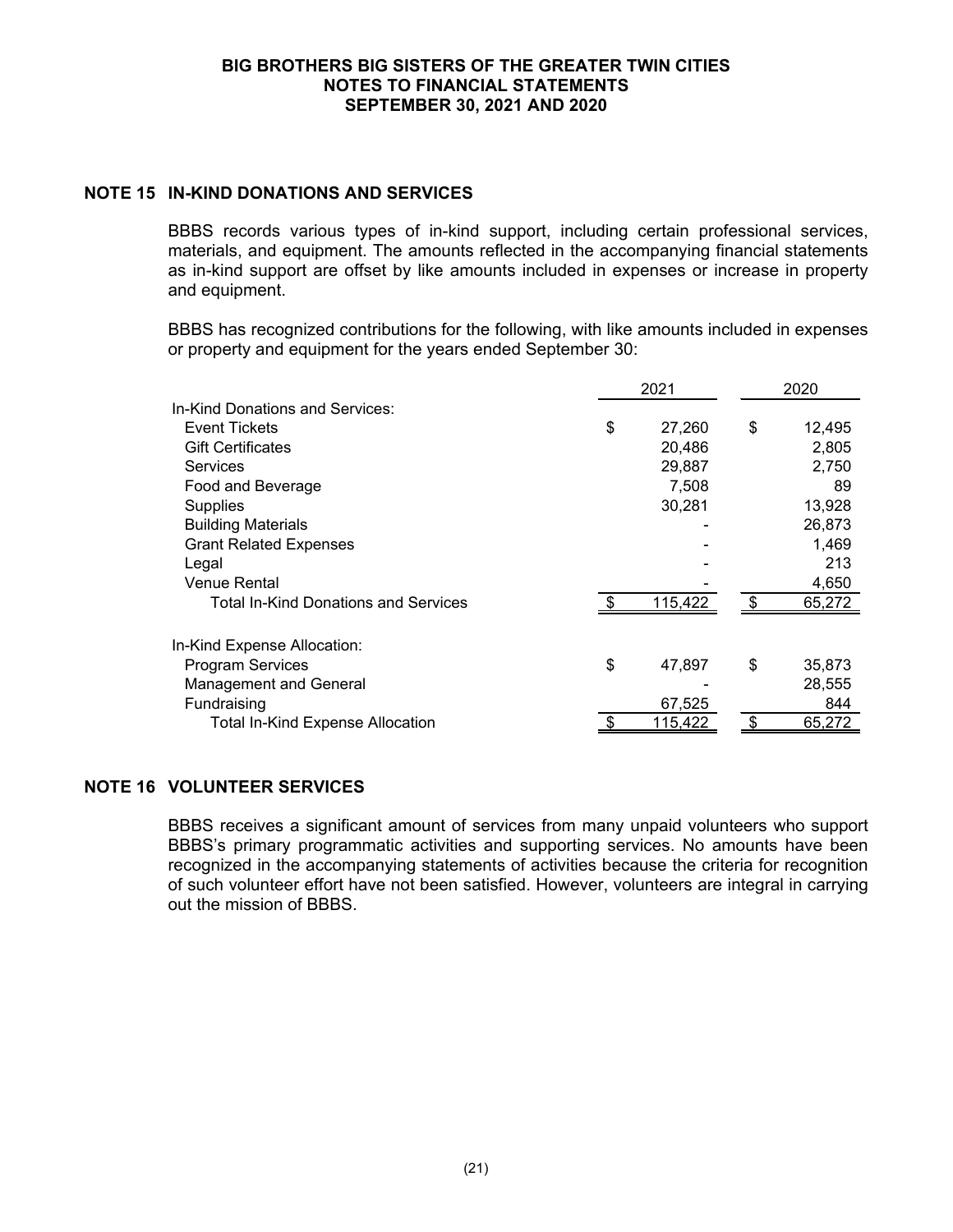## NOTE 15 IN-KIND DONATIONS AND SERVICES

BBBS records various types of in-kind support, including certain professional services, materials, and equipment. The amounts reflected in the accompanying financial statements as in-kind support are offset by like amounts included in expenses or increase in property and equipment.

BBBS has recognized contributions for the following, with like amounts included in expenses or property and equipment for the years ended September 30:

| | 2021 | 2020 |
|---|---|---|
| In-Kind Donations and Services: | | |
| Event Tickets | $ 27,260 | $ 12,495 |
| Gift Certificates | 20,486 | 2,805 |
| Services | 29,887 | 2,750 |
| Food and Beverage | 7,508 | 89 |
| Supplies | 30,281 | 13,928 |
| Building Materials | - | 26,873 |
| Grant Related Expenses | - | 1,469 |
| Legal | - | 213 |
| Venue Rental | - | 4,650 |
| Total In-Kind Donations and Services | $ 115,422 | $ 65,272 |
| | | |
| In-Kind Expense Allocation: | | |
| Program Services | $ 47,897 | $ 35,873 |
| Management and General | - | 28,555 |
| Fundraising | 67,525 | 844 |
| Total In-Kind Expense Allocation | $ 115,422 | $ 65,272 |

## NOTE 16 VOLUNTEER SERVICES

BBBS receives a significant amount of services from many unpaid volunteers who support BBBS's primary programmatic activities and supporting services. No amounts have been recognized in the accompanying statements of activities because the criteria for recognition of such volunteer effort have not been satisfied. However, volunteers are integral in carrying out the mission of BBBS.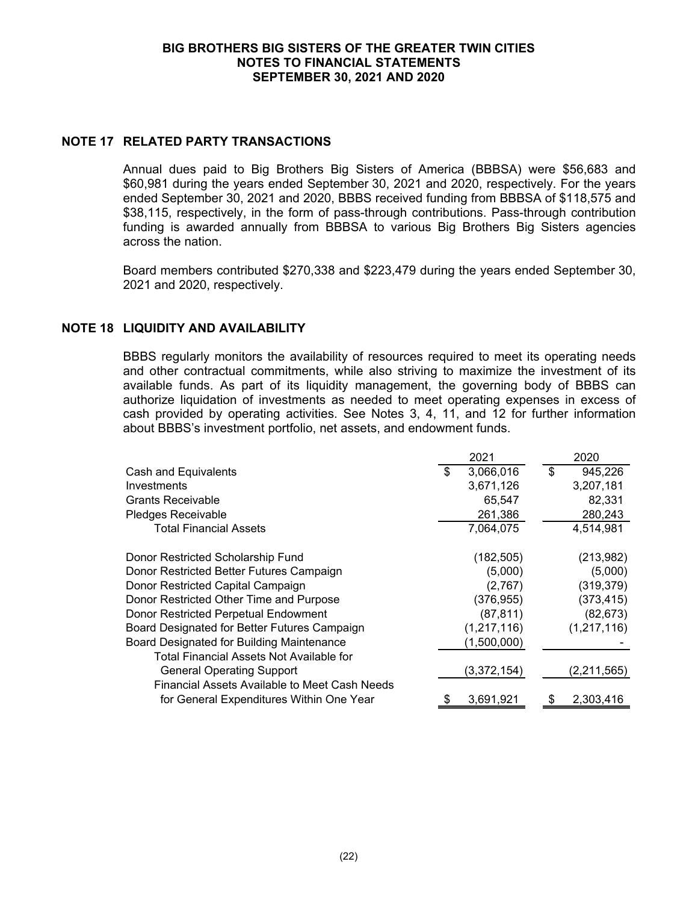## NOTE 17 RELATED PARTY TRANSACTIONS

Annual dues paid to Big Brothers Big Sisters of America (BBBSA) were \$56,683 and \$60,981 during the years ended September 30, 2021 and 2020, respectively. For the years ended September 30, 2021 and 2020, BBBS received funding from BBBSA of \$118,575 and \$38,115, respectively, in the form of pass-through contributions. Pass-through contribution funding is awarded annually from BBBSA to various Big Brothers Big Sisters agencies across the nation.

Board members contributed \$270,338 and \$223,479 during the years ended September 30, 2021 and 2020, respectively.

## NOTE 18 LIQUIDITY AND AVAILABILITY

BBBS regularly monitors the availability of resources required to meet its operating needs and other contractual commitments, while also striving to maximize the investment of its available funds. As part of its liquidity management, the governing body of BBBS can authorize liquidation of investments as needed to meet operating expenses in excess of cash provided by operating activities. See Notes 3, 4, 11, and 12 for further information about BBBS's investment portfolio, net assets, and endowment funds.

| | 2021 | 2020 |
|---|---|---|
| Cash and Equivalents | \$ 3,066,016 | \$ 945,226 |
| Investments | 3,671,126 | 3,207,181 |
| Grants Receivable | 65,547 | 82,331 |
| Pledges Receivable | 261,386 | 280,243 |
| Total Financial Assets | 7,064,075 | 4,514,981 |
| Donor Restricted Scholarship Fund | (182,505) | (213,982) |
| Donor Restricted Better Futures Campaign | (5,000) | (5,000) |
| Donor Restricted Capital Campaign | (2,767) | (319,379) |
| Donor Restricted Other Time and Purpose | (376,955) | (373,415) |
| Donor Restricted Perpetual Endowment | (87,811) | (82,673) |
| Board Designated for Better Futures Campaign | (1,217,116) | (1,217,116) |
| Board Designated for Building Maintenance | (1,500,000) | - |
| Total Financial Assets Not Available for General Operating Support | (3,372,154) | (2,211,565) |
| Financial Assets Available to Meet Cash Needs for General Expenditures Within One Year | \$ 3,691,921 | \$ 2,303,416 |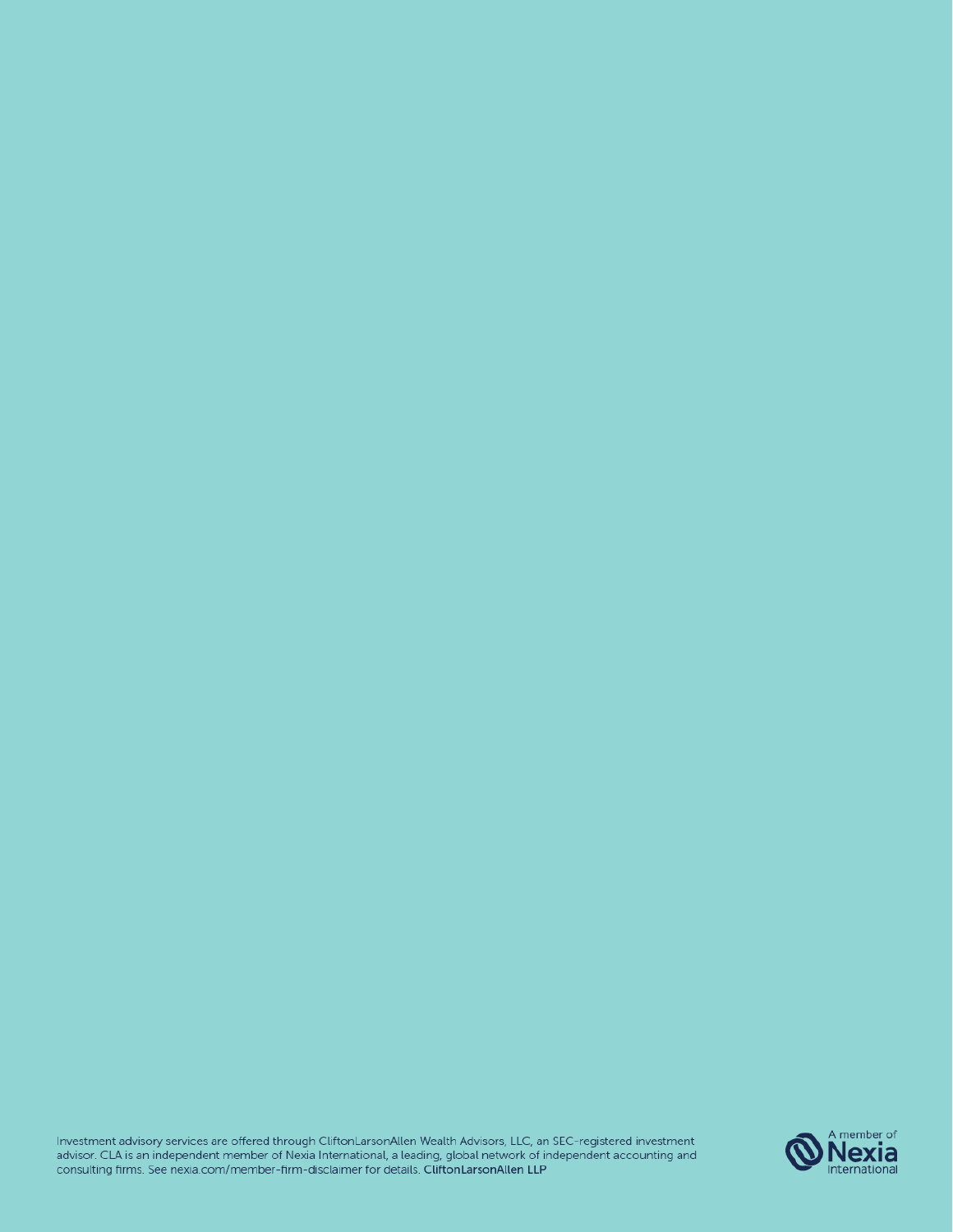Investment advisory services are offered through CliftonLarsonAllen Wealth Advisors, LLC, an SEC-registered investment advisor. CLA is an independent member of Nexia International, a leading, global network of independent accounting and consulting firms. See nexia.com/member-firm-disclaimer for details. **CliftonLarsonAllen LLP**

A member of Nexia International